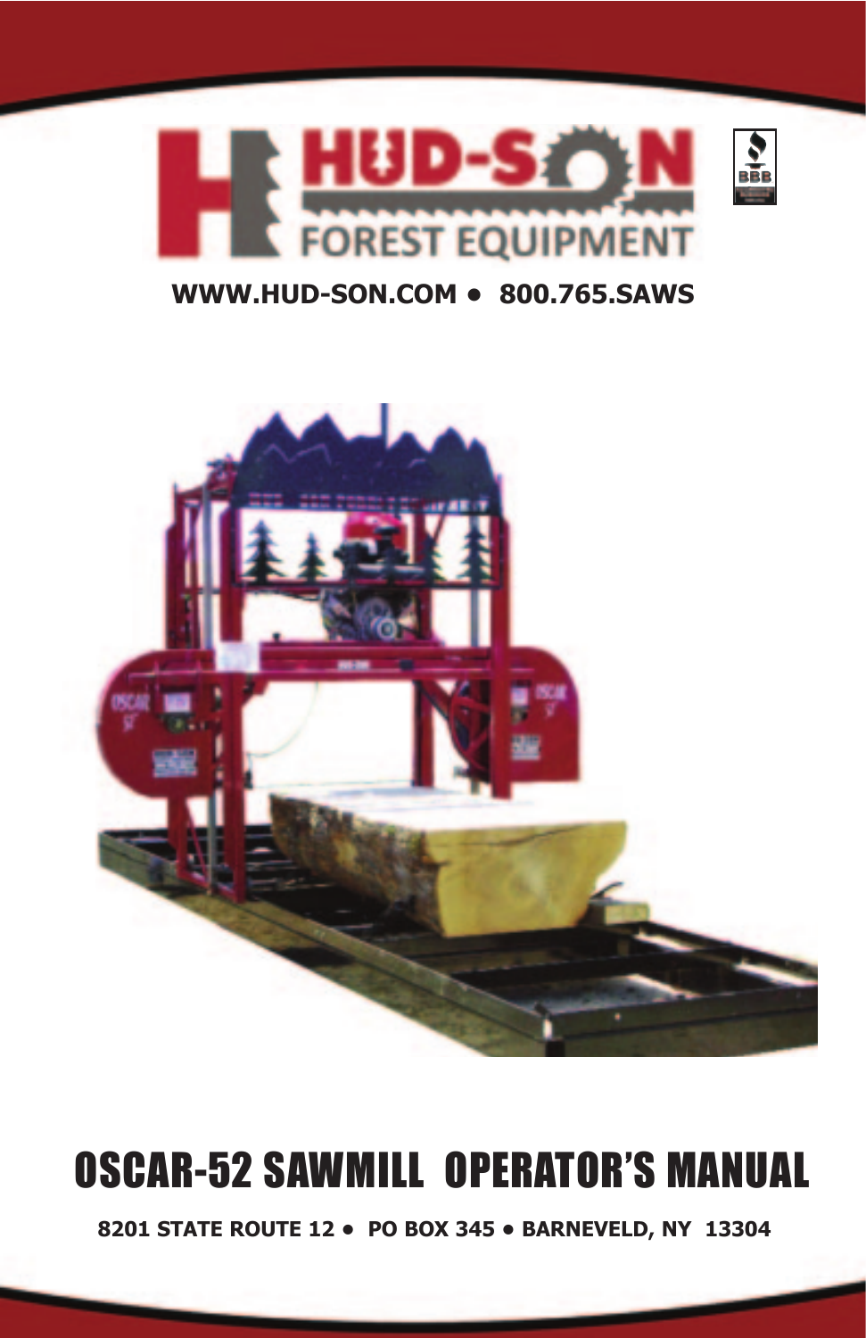# HUD-SON FOREST EQUIPMENT

**WWW.HUD-SON.COM • 800.765.SAWS**

# OSCAR-52 SAWMILL OPERATOR'S MANUAL

**8201 STATE ROUTE 12 • PO BOX 345 • BARNEVELD, NY 13304**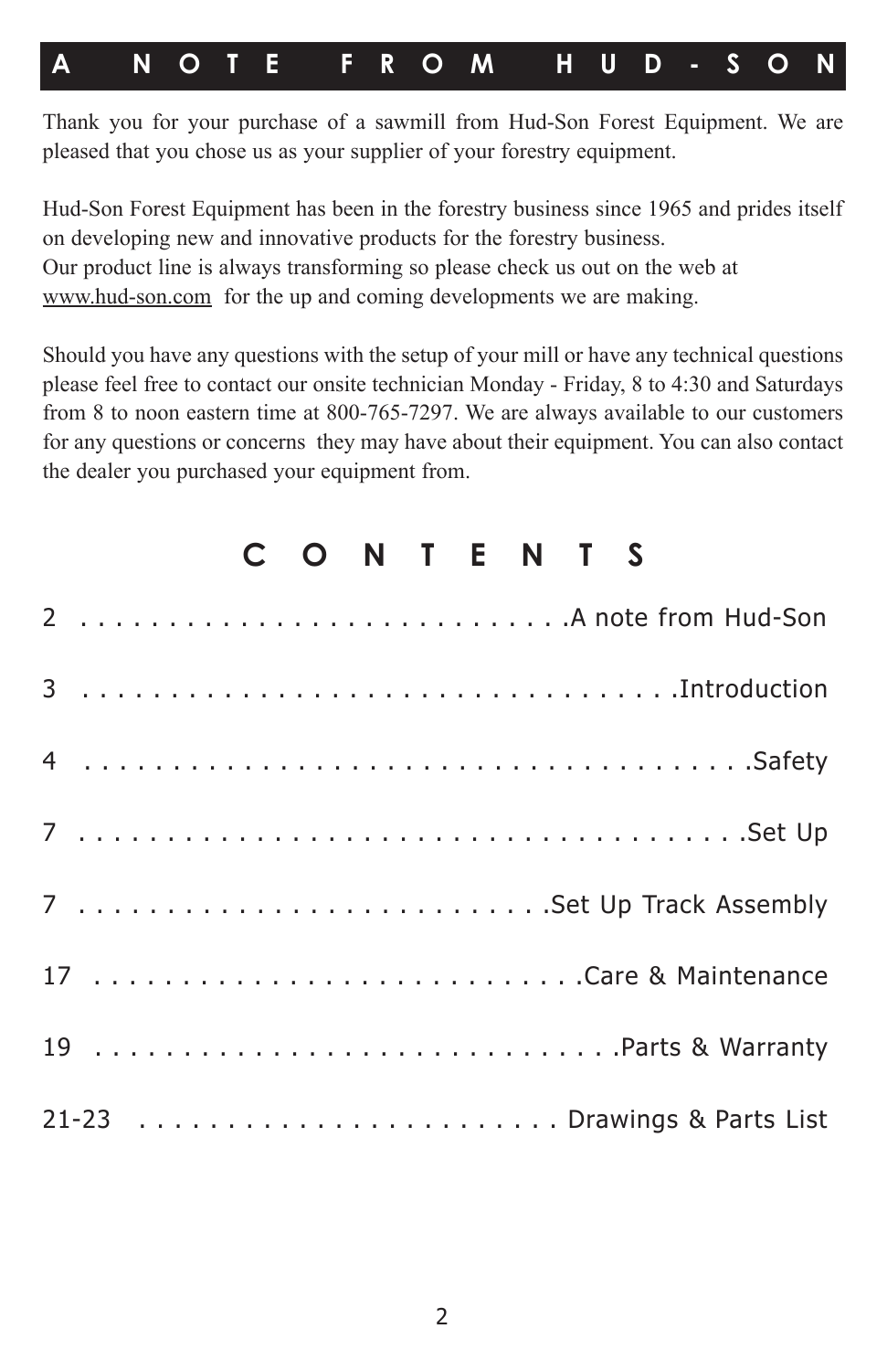## A NOTE FROM HUD-SON

Thank you for your purchase of a sawmill from Hud-Son Forest Equipment. We are pleased that you chose us as your supplier of your forestry equipment.

Hud-Son Forest Equipment has been in the forestry business since 1965 and prides itself on developing new and innovative products for the forestry business.
Our product line is always transforming so please check us out on the web at www.hud-son.com for the up and coming developments we are making.

Should you have any questions with the setup of your mill or have any technical questions please feel free to contact our onsite technician Monday - Friday, 8 to 4:30 and Saturdays from 8 to noon eastern time at 800-765-7297. We are always available to our customers for any questions or concerns they may have about their equipment. You can also contact the dealer you purchased your equipment from.

## CONTENTS

2 . . . . . . . . . . . . . . . . . . . . . . . . . . .A note from Hud-Son

3 . . . . . . . . . . . . . . . . . . . . . . . . . . . . . . . . .Introduction

4 . . . . . . . . . . . . . . . . . . . . . . . . . . . . . . . . . . . . .Safety

7 . . . . . . . . . . . . . . . . . . . . . . . . . . . . . . . . . . . . .Set Up

7 . . . . . . . . . . . . . . . . . . . . . . . . . .Set Up Track Assembly

17 . . . . . . . . . . . . . . . . . . . . . . . . . . .Care & Maintenance

19 . . . . . . . . . . . . . . . . . . . . . . . . . . . . .Parts & Warranty

21-23 . . . . . . . . . . . . . . . . . . . . . . . . Drawings & Parts List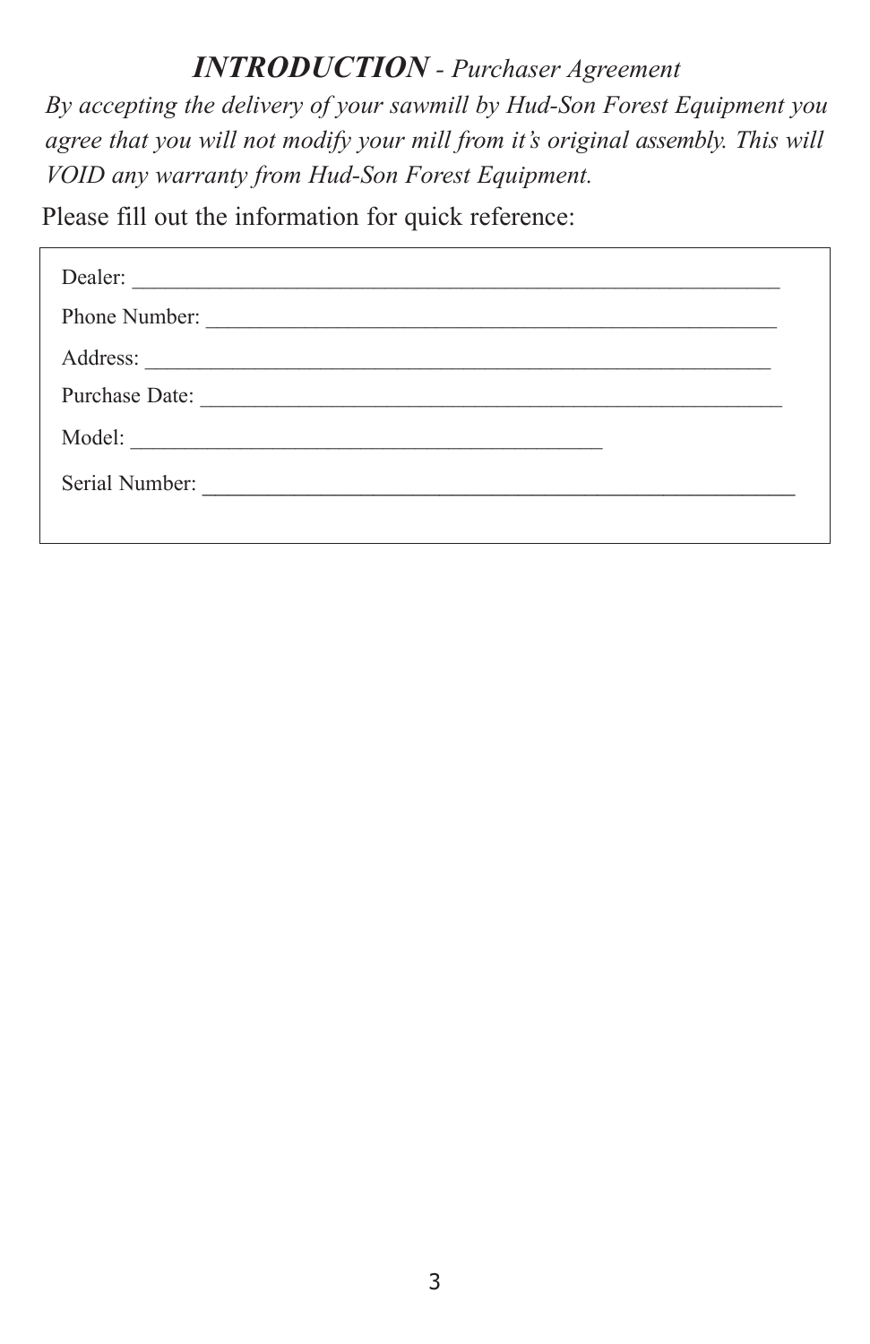## ***INTRODUCTION*** - *Purchaser Agreement*

*By accepting the delivery of your sawmill by Hud-Son Forest Equipment you agree that you will not modify your mill from it's original assembly. This will VOID any warranty from Hud-Son Forest Equipment.*

Please fill out the information for quick reference:

Dealer: ______________________________________________________________

Phone Number: ________________________________________________________

Address: _____________________________________________________________

Purchase Date: ________________________________________________________

Model: ___________________________________________

Serial Number: ________________________________________________________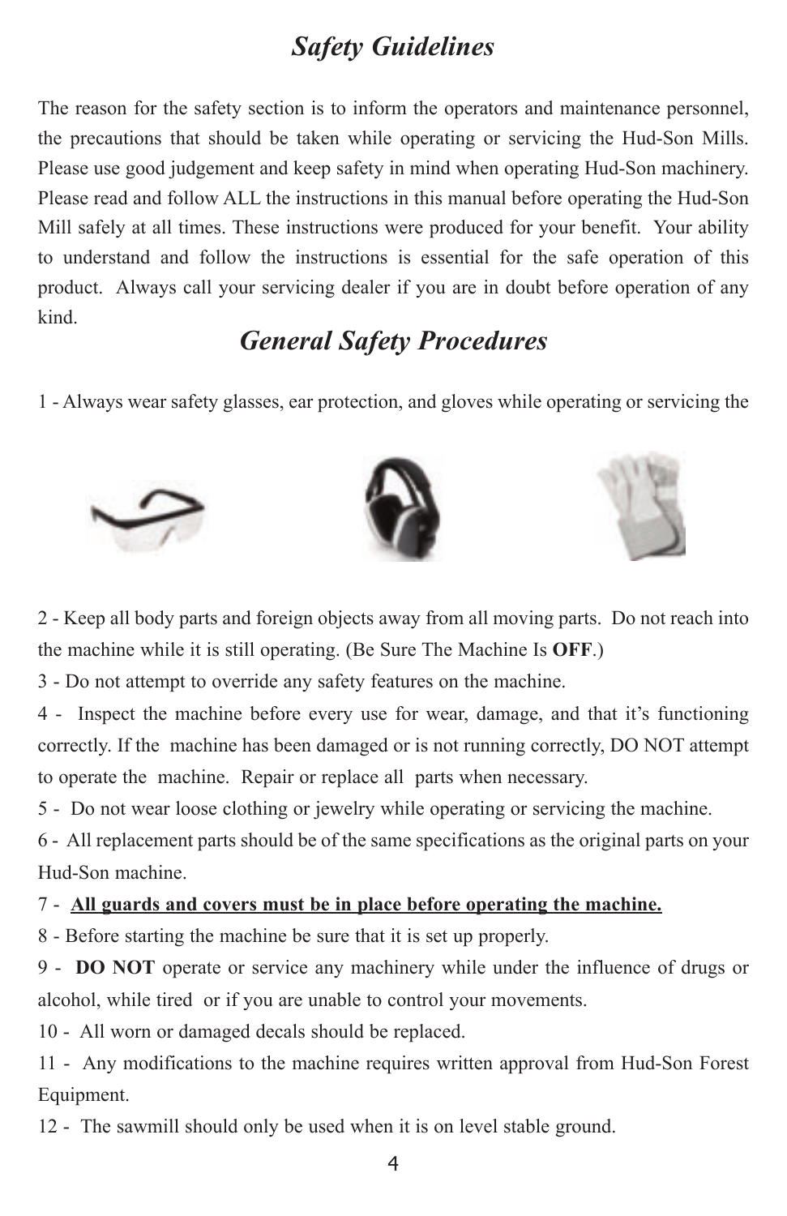# *Safety Guidelines*

The reason for the safety section is to inform the operators and maintenance personnel, the precautions that should be taken while operating or servicing the Hud-Son Mills. Please use good judgement and keep safety in mind when operating Hud-Son machinery. Please read and follow ALL the instructions in this manual before operating the Hud-Son Mill safely at all times. These instructions were produced for your benefit. Your ability to understand and follow the instructions is essential for the safe operation of this product. Always call your servicing dealer if you are in doubt before operation of any kind.

## *General Safety Procedures*

1 - Always wear safety glasses, ear protection, and gloves while operating or servicing the

2 - Keep all body parts and foreign objects away from all moving parts. Do not reach into the machine while it is still operating. (Be Sure The Machine Is **OFF**.)

3 - Do not attempt to override any safety features on the machine.

4 - Inspect the machine before every use for wear, damage, and that it's functioning correctly. If the machine has been damaged or is not running correctly, DO NOT attempt to operate the machine. Repair or replace all parts when necessary.

5 - Do not wear loose clothing or jewelry while operating or servicing the machine.

6 - All replacement parts should be of the same specifications as the original parts on your Hud-Son machine.

7 - **<u>All guards and covers must be in place before operating the machine.</u>**

8 - Before starting the machine be sure that it is set up properly.

9 - **DO NOT** operate or service any machinery while under the influence of drugs or alcohol, while tired or if you are unable to control your movements.

10 - All worn or damaged decals should be replaced.

11 - Any modifications to the machine requires written approval from Hud-Son Forest Equipment.

12 - The sawmill should only be used when it is on level stable ground.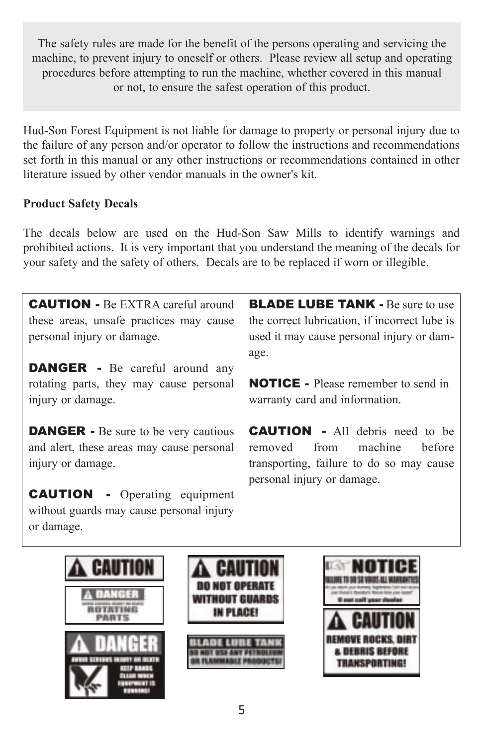The safety rules are made for the benefit of the persons operating and servicing the machine, to prevent injury to oneself or others. Please review all setup and operating procedures before attempting to run the machine, whether covered in this manual or not, to ensure the safest operation of this product.

Hud-Son Forest Equipment is not liable for damage to property or personal injury due to the failure of any person and/or operator to follow the instructions and recommendations set forth in this manual or any other instructions or recommendations contained in other literature issued by other vendor manuals in the owner's kit.

**Product Safety Decals**

The decals below are used on the Hud-Son Saw Mills to identify warnings and prohibited actions. It is very important that you understand the meaning of the decals for your safety and the safety of others. Decals are to be replaced if worn or illegible.

**CAUTION -** Be EXTRA careful around these areas, unsafe practices may cause personal injury or damage.

**DANGER -** Be careful around any rotating parts, they may cause personal injury or damage.

**DANGER -** Be sure to be very cautious and alert, these areas may cause personal injury or damage.

**CAUTION -** Operating equipment without guards may cause personal injury or damage.

**BLADE LUBE TANK -** Be sure to use the correct lubrication, if incorrect lube is used it may cause personal injury or damage.

**NOTICE -** Please remember to send in warranty card and information.

**CAUTION -** All debris need to be removed from machine before transporting, failure to do so may cause personal injury or damage.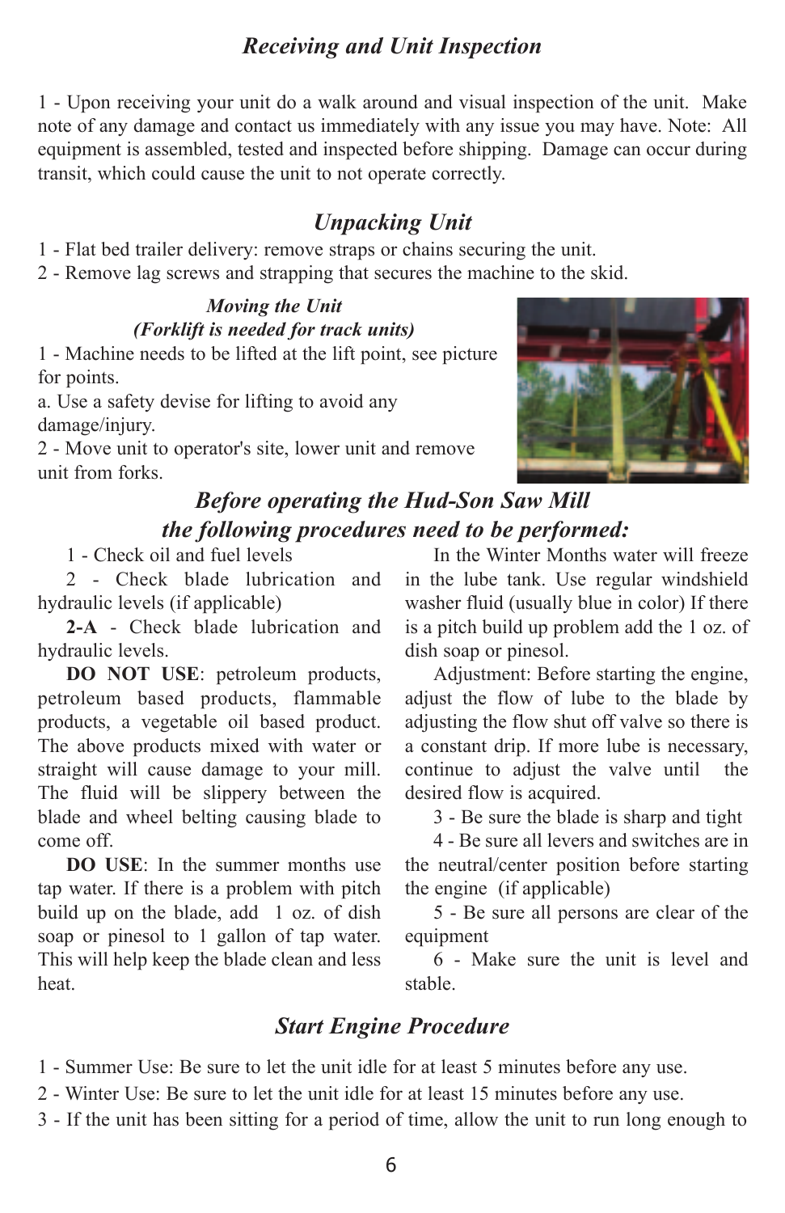## *Receiving and Unit Inspection*

1 - Upon receiving your unit do a walk around and visual inspection of the unit. Make note of any damage and contact us immediately with any issue you may have. Note: All equipment is assembled, tested and inspected before shipping. Damage can occur during transit, which could cause the unit to not operate correctly.

## *Unpacking Unit*

1 - Flat bed trailer delivery: remove straps or chains securing the unit.
2 - Remove lag screws and strapping that secures the machine to the skid.

### *Moving the Unit (Forklift is needed for track units)*

1 - Machine needs to be lifted at the lift point, see picture for points.
a. Use a safety devise for lifting to avoid any damage/injury.
2 - Move unit to operator's site, lower unit and remove unit from forks.

## *Before operating the Hud-Son Saw Mill the following procedures need to be performed:*

1 - Check oil and fuel levels

2 - Check blade lubrication and hydraulic levels (if applicable)

**2-A** - Check blade lubrication and hydraulic levels.

**DO NOT USE**: petroleum products, petroleum based products, flammable products, a vegetable oil based product. The above products mixed with water or straight will cause damage to your mill. The fluid will be slippery between the blade and wheel belting causing blade to come off.

**DO USE**: In the summer months use tap water. If there is a problem with pitch build up on the blade, add 1 oz. of dish soap or pinesol to 1 gallon of tap water. This will help keep the blade clean and less heat.

In the Winter Months water will freeze in the lube tank. Use regular windshield washer fluid (usually blue in color) If there is a pitch build up problem add the 1 oz. of dish soap or pinesol.

Adjustment: Before starting the engine, adjust the flow of lube to the blade by adjusting the flow shut off valve so there is a constant drip. If more lube is necessary, continue to adjust the valve until the desired flow is acquired.

3 - Be sure the blade is sharp and tight

4 - Be sure all levers and switches are in the neutral/center position before starting the engine (if applicable)

5 - Be sure all persons are clear of the equipment

6 - Make sure the unit is level and stable.

## *Start Engine Procedure*

1 - Summer Use: Be sure to let the unit idle for at least 5 minutes before any use.
2 - Winter Use: Be sure to let the unit idle for at least 15 minutes before any use.
3 - If the unit has been sitting for a period of time, allow the unit to run long enough to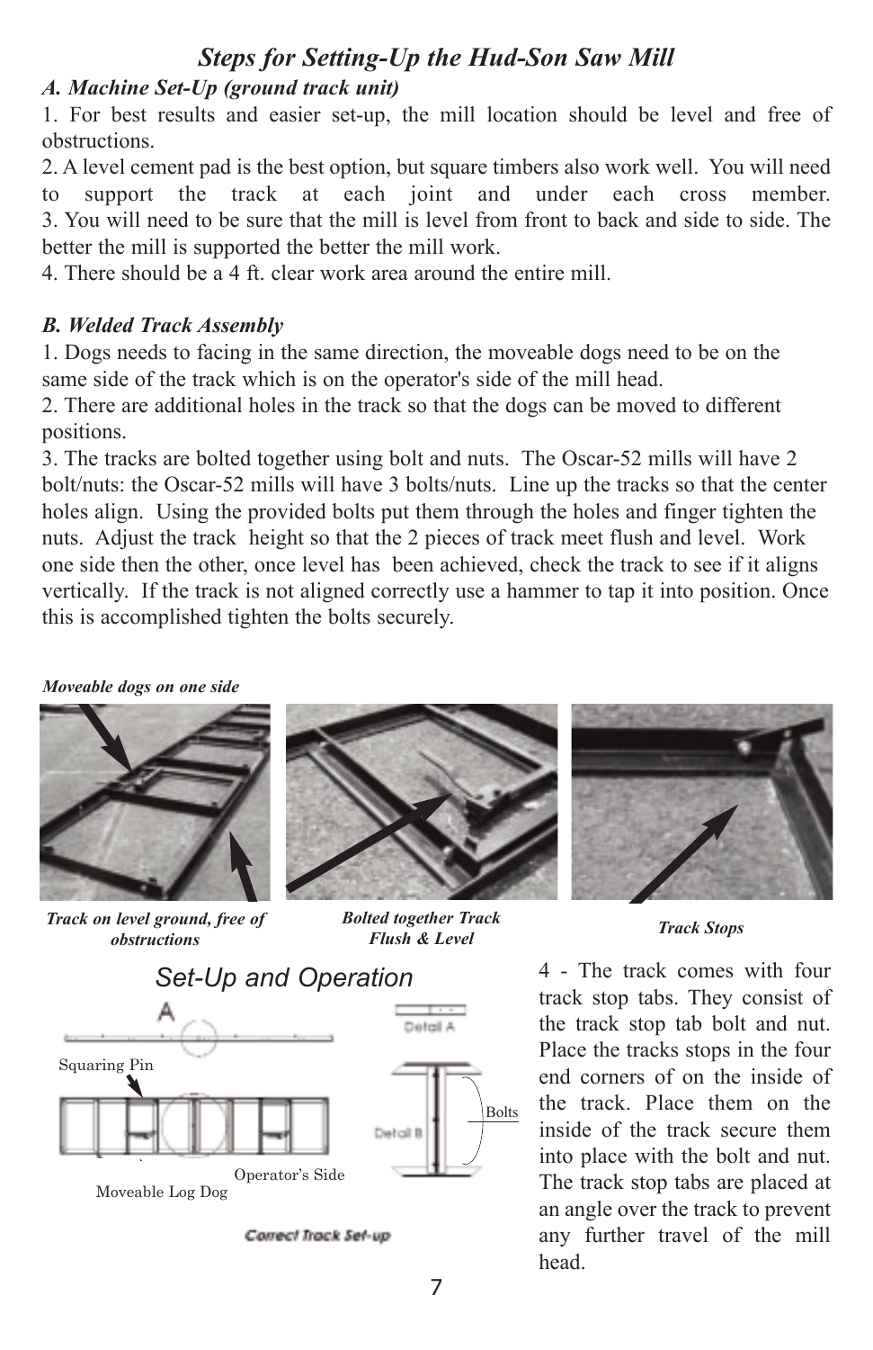## Steps for Setting-Up the Hud-Son Saw Mill

***A. Machine Set-Up (ground track unit)***

1. For best results and easier set-up, the mill location should be level and free of obstructions.
2. A level cement pad is the best option, but square timbers also work well. You will need to support the track at each joint and under each cross member.
3. You will need to be sure that the mill is level from front to back and side to side. The better the mill is supported the better the mill work.
4. There should be a 4 ft. clear work area around the entire mill.

***B. Welded Track Assembly***

1. Dogs needs to facing in the same direction, the moveable dogs need to be on the same side of the track which is on the operator's side of the mill head.
2. There are additional holes in the track so that the dogs can be moved to different positions.
3. The tracks are bolted together using bolt and nuts. The Oscar-52 mills will have 2 bolt/nuts: the Oscar-52 mills will have 3 bolts/nuts. Line up the tracks so that the center holes align. Using the provided bolts put them through the holes and finger tighten the nuts. Adjust the track height so that the 2 pieces of track meet flush and level. Work one side then the other, once level has been achieved, check the track to see if it aligns vertically. If the track is not aligned correctly use a hammer to tap it into position. Once this is accomplished tighten the bolts securely.

***Moveable dogs on one side***

***Track on level ground, free of obstructions***

***Bolted together Track Flush & Level***

***Track Stops***

### Set-Up and Operation

A

Detail A

Squaring Pin

Detail B

Bolts

Moveable Log Dog

Operator's Side

**Correct Track Set-up**

4 - The track comes with four track stop tabs. They consist of the track stop tab bolt and nut. Place the tracks stops in the four end corners of on the inside of the track. Place them on the inside of the track secure them into place with the bolt and nut. The track stop tabs are placed at an angle over the track to prevent any further travel of the mill head.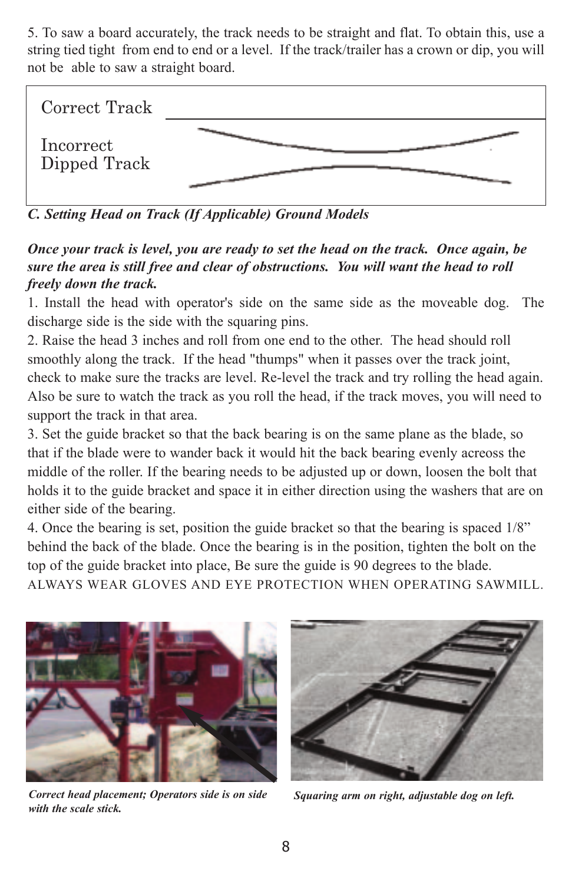5. To saw a board accurately, the track needs to be straight and flat. To obtain this, use a string tied tight from end to end or a level. If the track/trailer has a crown or dip, you will not be able to saw a straight board.

Correct Track

Incorrect Dipped Track

***C. Setting Head on Track (If Applicable) Ground Models***

***Once your track is level, you are ready to set the head on the track. Once again, be sure the area is still free and clear of obstructions. You will want the head to roll freely down the track.***

1. Install the head with operator's side on the same side as the moveable dog. The discharge side is the side with the squaring pins.
2. Raise the head 3 inches and roll from one end to the other. The head should roll smoothly along the track. If the head "thumps" when it passes over the track joint, check to make sure the tracks are level. Re-level the track and try rolling the head again. Also be sure to watch the track as you roll the head, if the track moves, you will need to support the track in that area.
3. Set the guide bracket so that the back bearing is on the same plane as the blade, so that if the blade were to wander back it would hit the back bearing evenly acreoss the middle of the roller. If the bearing needs to be adjusted up or down, loosen the bolt that holds it to the guide bracket and space it in either direction using the washers that are on either side of the bearing.
4. Once the bearing is set, position the guide bracket so that the bearing is spaced 1/8" behind the back of the blade. Once the bearing is in the position, tighten the bolt on the top of the guide bracket into place, Be sure the guide is 90 degrees to the blade.

ALWAYS WEAR GLOVES AND EYE PROTECTION WHEN OPERATING SAWMILL.

***Correct head placement; Operators side is on side with the scale stick.***

***Squaring arm on right, adjustable dog on left.***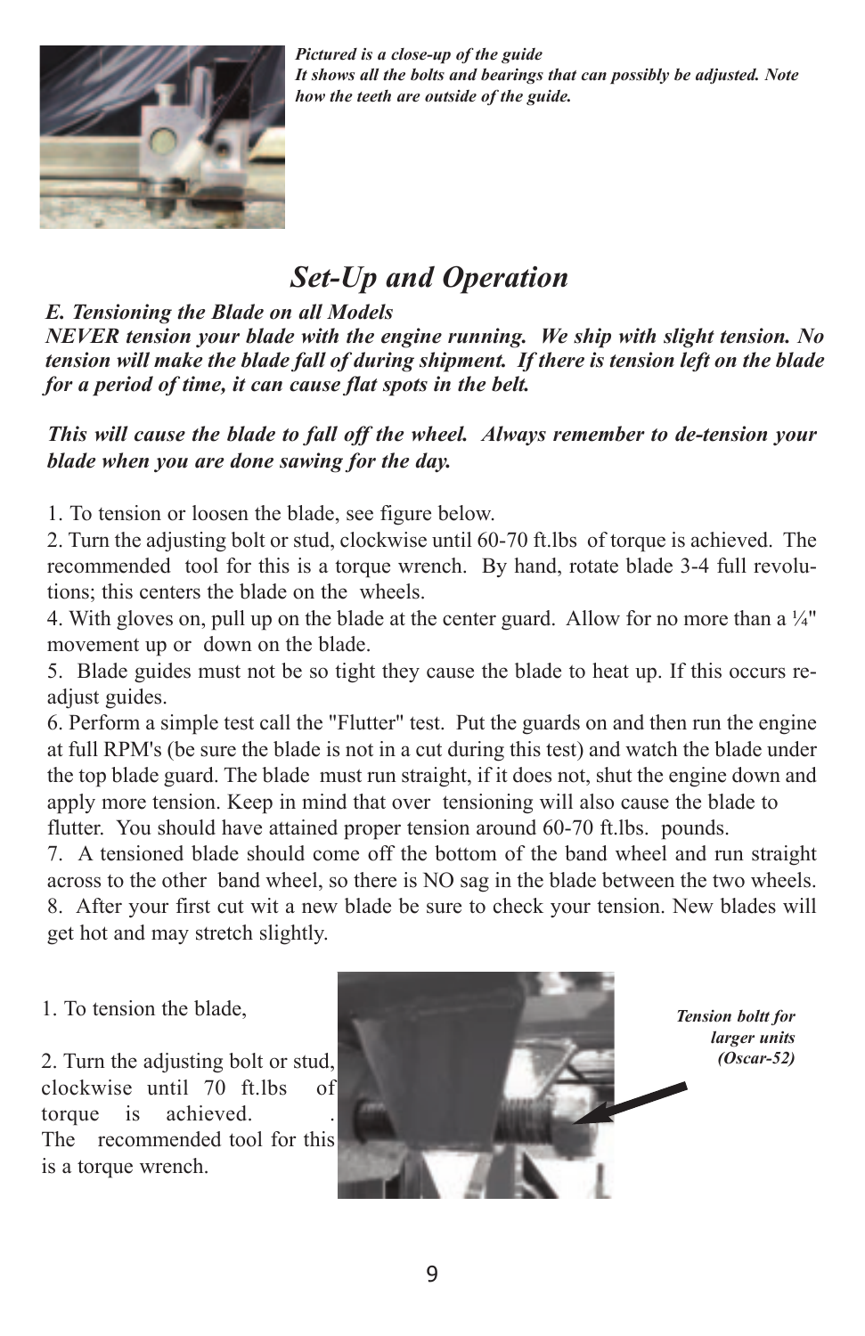*Pictured is a close-up of the guide*
*It shows all the bolts and bearings that can possibly be adjusted. Note how the teeth are outside of the guide.*

# *Set-Up and Operation*

***E. Tensioning the Blade on all Models***

***NEVER tension your blade with the engine running. We ship with slight tension. No tension will make the blade fall of during shipment. If there is tension left on the blade for a period of time, it can cause flat spots in the belt.***

***This will cause the blade to fall off the wheel. Always remember to de-tension your blade when you are done sawing for the day.***

1. To tension or loosen the blade, see figure below.
2. Turn the adjusting bolt or stud, clockwise until 60-70 ft.lbs of torque is achieved. The recommended tool for this is a torque wrench. By hand, rotate blade 3-4 full revolutions; this centers the blade on the wheels.
4. With gloves on, pull up on the blade at the center guard. Allow for no more than a ¼" movement up or down on the blade.
5. Blade guides must not be so tight they cause the blade to heat up. If this occurs re-adjust guides.
6. Perform a simple test call the "Flutter" test. Put the guards on and then run the engine at full RPM's (be sure the blade is not in a cut during this test) and watch the blade under the top blade guard. The blade must run straight, if it does not, shut the engine down and apply more tension. Keep in mind that over tensioning will also cause the blade to flutter. You should have attained proper tension around 60-70 ft.lbs. pounds.
7. A tensioned blade should come off the bottom of the band wheel and run straight across to the other band wheel, so there is NO sag in the blade between the two wheels.
8. After your first cut wit a new blade be sure to check your tension. New blades will get hot and may stretch slightly.

1. To tension the blade,

2. Turn the adjusting bolt or stud, clockwise until 70 ft.lbs of torque is achieved. . The recommended tool for this is a torque wrench.

*Tension boltt for larger units (Oscar-52)*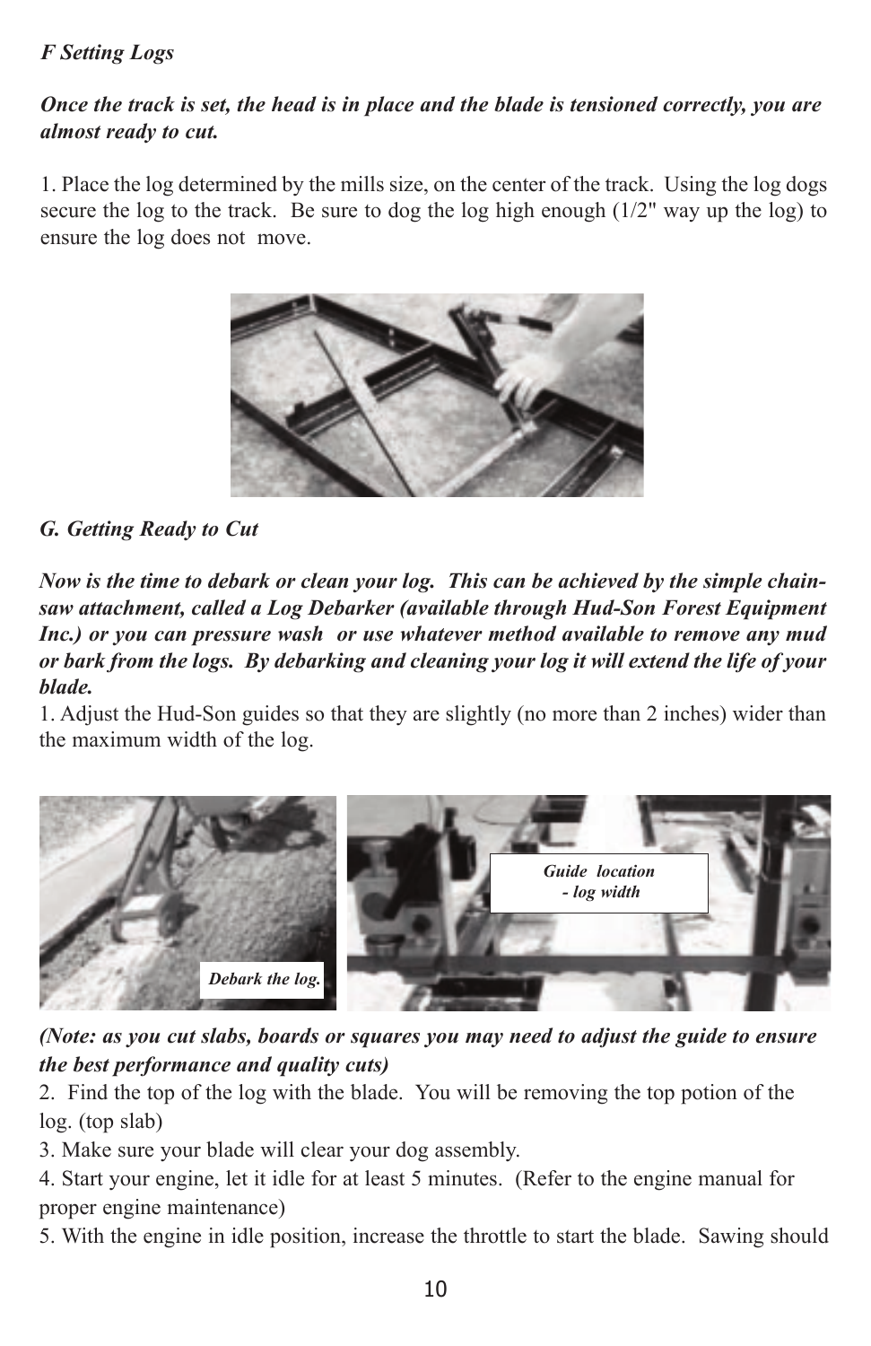### *F Setting Logs*

***Once the track is set, the head is in place and the blade is tensioned correctly, you are almost ready to cut.***

1. Place the log determined by the mills size, on the center of the track. Using the log dogs secure the log to the track. Be sure to dog the log high enough (1/2" way up the log) to ensure the log does not move.

### *G. Getting Ready to Cut*

***Now is the time to debark or clean your log. This can be achieved by the simple chain-saw attachment, called a Log Debarker (available through Hud-Son Forest Equipment Inc.) or you can pressure wash or use whatever method available to remove any mud or bark from the logs. By debarking and cleaning your log it will extend the life of your blade.***

1. Adjust the Hud-Son guides so that they are slightly (no more than 2 inches) wider than the maximum width of the log.

***Debark the log.***

***Guide location - log width***

***(Note: as you cut slabs, boards or squares you may need to adjust the guide to ensure the best performance and quality cuts)***

2. Find the top of the log with the blade. You will be removing the top potion of the log. (top slab)
3. Make sure your blade will clear your dog assembly.
4. Start your engine, let it idle for at least 5 minutes. (Refer to the engine manual for proper engine maintenance)
5. With the engine in idle position, increase the throttle to start the blade. Sawing should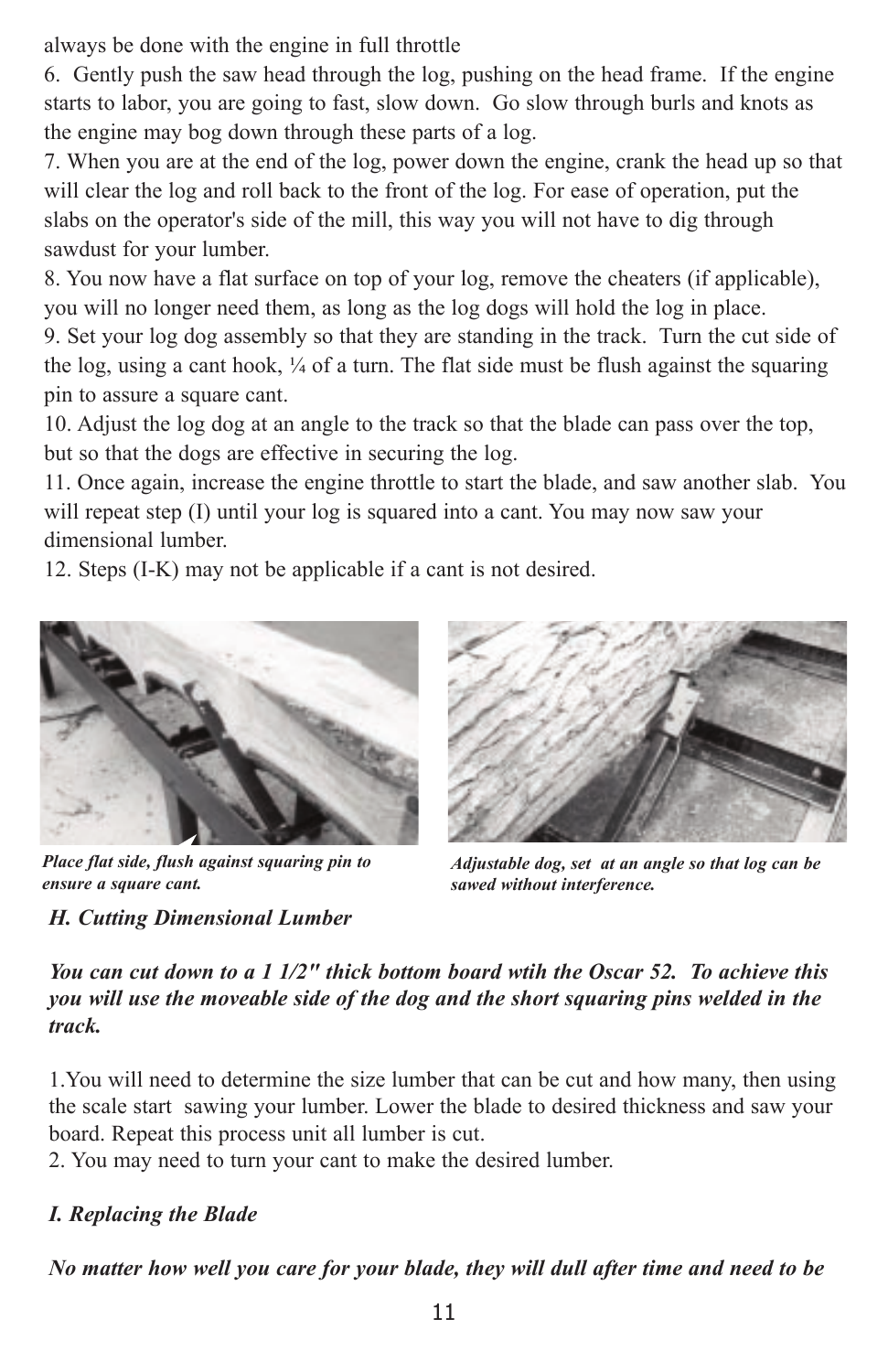always be done with the engine in full throttle

6. Gently push the saw head through the log, pushing on the head frame. If the engine starts to labor, you are going to fast, slow down. Go slow through burls and knots as the engine may bog down through these parts of a log.

7. When you are at the end of the log, power down the engine, crank the head up so that will clear the log and roll back to the front of the log. For ease of operation, put the slabs on the operator's side of the mill, this way you will not have to dig through sawdust for your lumber.

8. You now have a flat surface on top of your log, remove the cheaters (if applicable), you will no longer need them, as long as the log dogs will hold the log in place.

9. Set your log dog assembly so that they are standing in the track. Turn the cut side of the log, using a cant hook, ¼ of a turn. The flat side must be flush against the squaring pin to assure a square cant.

10. Adjust the log dog at an angle to the track so that the blade can pass over the top, but so that the dogs are effective in securing the log.

11. Once again, increase the engine throttle to start the blade, and saw another slab. You will repeat step (I) until your log is squared into a cant. You may now saw your dimensional lumber.

12. Steps (I-K) may not be applicable if a cant is not desired.

***Place flat side, flush against squaring pin to ensure a square cant.***

***Adjustable dog, set at an angle so that log can be sawed without interference.***

***H. Cutting Dimensional Lumber***

***You can cut down to a 1 1/2" thick bottom board wtih the Oscar 52. To achieve this you will use the moveable side of the dog and the short squaring pins welded in the track.***

1.You will need to determine the size lumber that can be cut and how many, then using the scale start sawing your lumber. Lower the blade to desired thickness and saw your board. Repeat this process unit all lumber is cut.

2. You may need to turn your cant to make the desired lumber.

***I. Replacing the Blade***

***No matter how well you care for your blade, they will dull after time and need to be***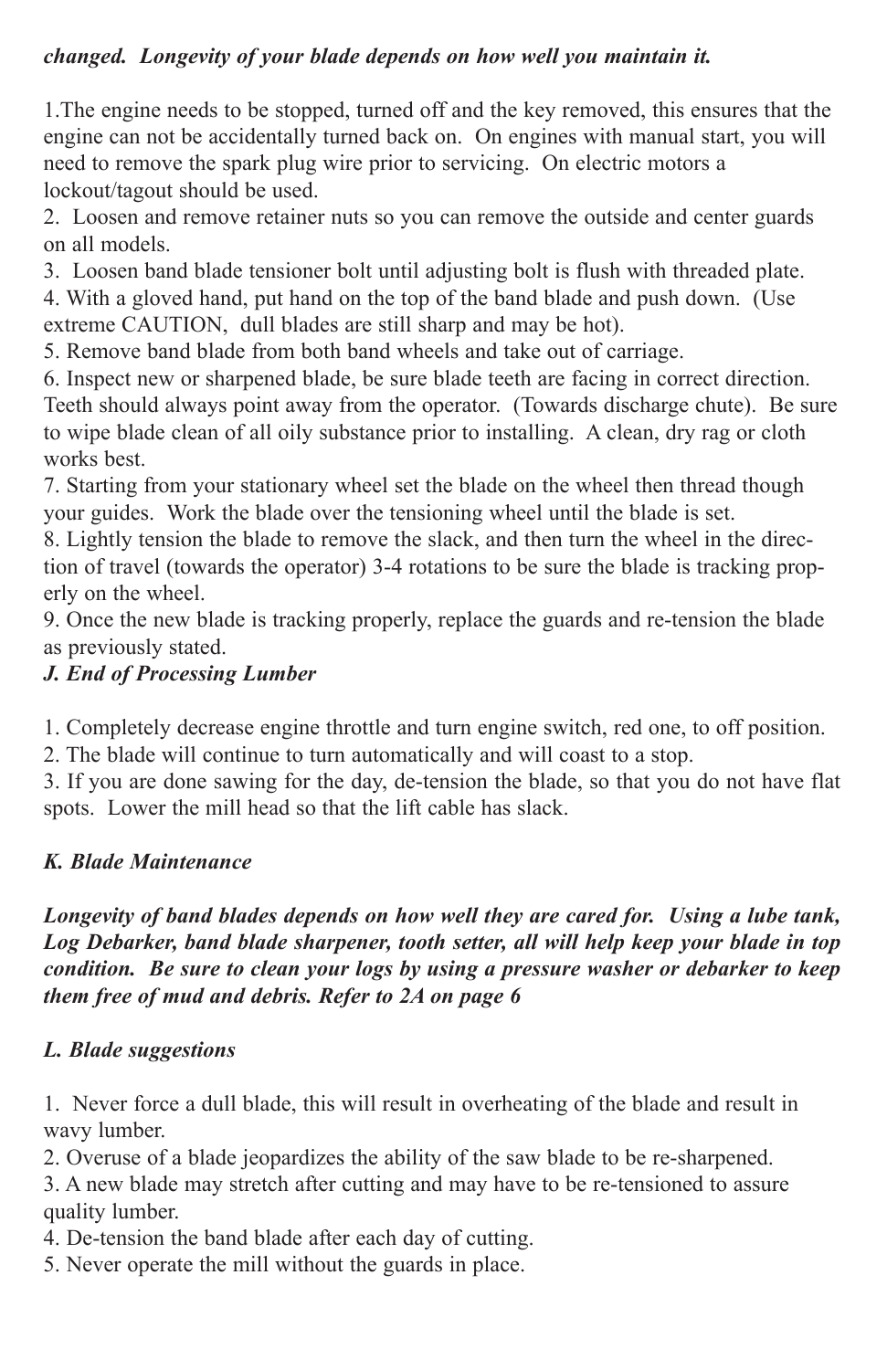***changed. Longevity of your blade depends on how well you maintain it.***

1.The engine needs to be stopped, turned off and the key removed, this ensures that the engine can not be accidentally turned back on. On engines with manual start, you will need to remove the spark plug wire prior to servicing. On electric motors a lockout/tagout should be used.
2. Loosen and remove retainer nuts so you can remove the outside and center guards on all models.
3. Loosen band blade tensioner bolt until adjusting bolt is flush with threaded plate.
4. With a gloved hand, put hand on the top of the band blade and push down. (Use extreme CAUTION, dull blades are still sharp and may be hot).
5. Remove band blade from both band wheels and take out of carriage.
6. Inspect new or sharpened blade, be sure blade teeth are facing in correct direction. Teeth should always point away from the operator. (Towards discharge chute). Be sure to wipe blade clean of all oily substance prior to installing. A clean, dry rag or cloth works best.
7. Starting from your stationary wheel set the blade on the wheel then thread though your guides. Work the blade over the tensioning wheel until the blade is set.
8. Lightly tension the blade to remove the slack, and then turn the wheel in the direction of travel (towards the operator) 3-4 rotations to be sure the blade is tracking properly on the wheel.
9. Once the new blade is tracking properly, replace the guards and re-tension the blade as previously stated.

***J. End of Processing Lumber***

1. Completely decrease engine throttle and turn engine switch, red one, to off position.
2. The blade will continue to turn automatically and will coast to a stop.
3. If you are done sawing for the day, de-tension the blade, so that you do not have flat spots. Lower the mill head so that the lift cable has slack.

***K. Blade Maintenance***

***Longevity of band blades depends on how well they are cared for. Using a lube tank, Log Debarker, band blade sharpener, tooth setter, all will help keep your blade in top condition. Be sure to clean your logs by using a pressure washer or debarker to keep them free of mud and debris. Refer to 2A on page 6***

***L. Blade suggestions***

1. Never force a dull blade, this will result in overheating of the blade and result in wavy lumber.
2. Overuse of a blade jeopardizes the ability of the saw blade to be re-sharpened.
3. A new blade may stretch after cutting and may have to be re-tensioned to assure quality lumber.
4. De-tension the band blade after each day of cutting.
5. Never operate the mill without the guards in place.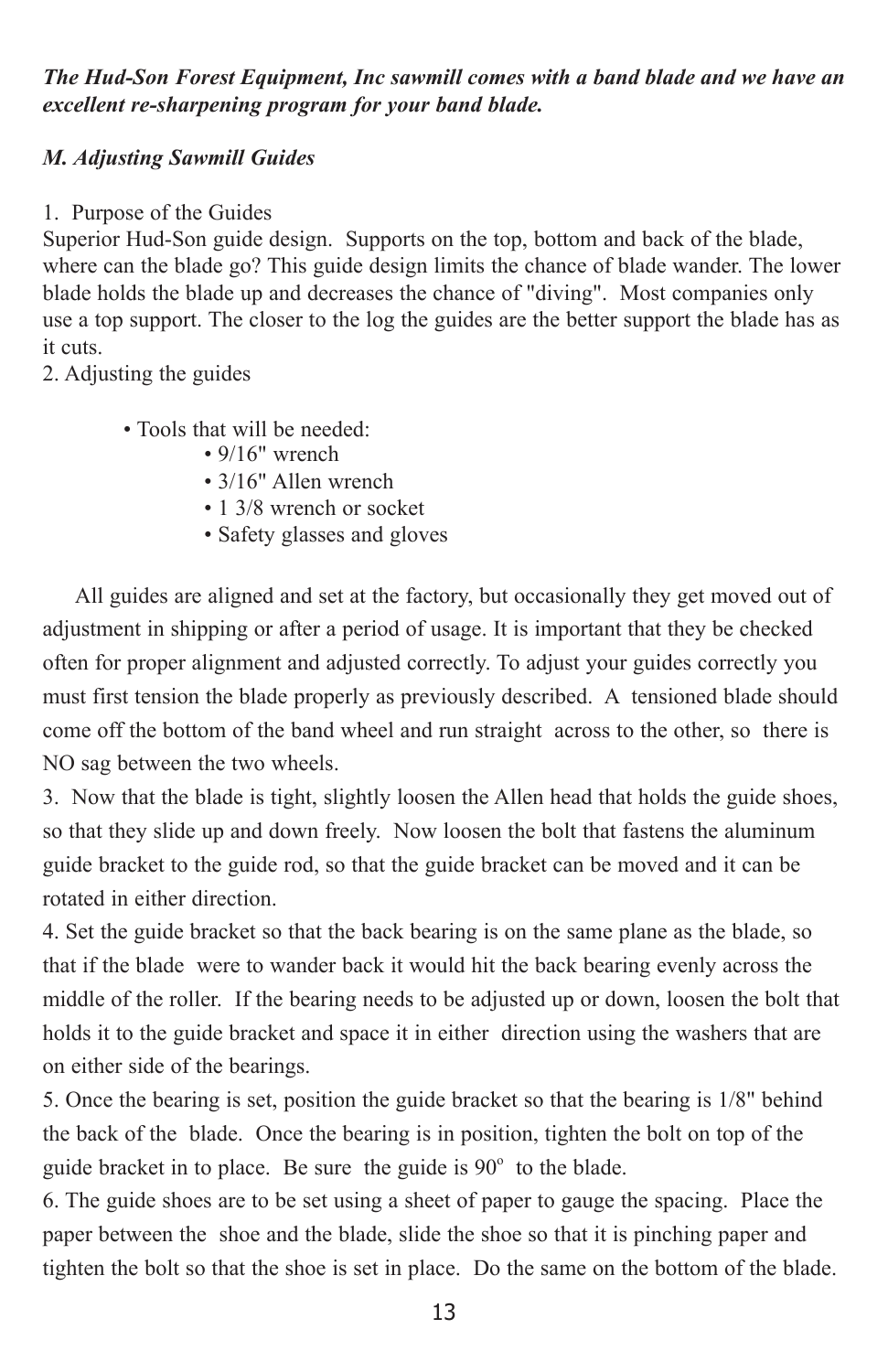***The Hud-Son Forest Equipment, Inc sawmill comes with a band blade and we have an excellent re-sharpening program for your band blade.***

***M. Adjusting Sawmill Guides***

1. Purpose of the Guides

Superior Hud-Son guide design. Supports on the top, bottom and back of the blade, where can the blade go? This guide design limits the chance of blade wander. The lower blade holds the blade up and decreases the chance of "diving". Most companies only use a top support. The closer to the log the guides are the better support the blade has as it cuts.

2. Adjusting the guides

- Tools that will be needed:
  - 9/16" wrench
  - 3/16" Allen wrench
  - 1 3/8 wrench or socket
  - Safety glasses and gloves

All guides are aligned and set at the factory, but occasionally they get moved out of adjustment in shipping or after a period of usage. It is important that they be checked often for proper alignment and adjusted correctly. To adjust your guides correctly you must first tension the blade properly as previously described. A tensioned blade should come off the bottom of the band wheel and run straight across to the other, so there is NO sag between the two wheels.

3. Now that the blade is tight, slightly loosen the Allen head that holds the guide shoes, so that they slide up and down freely. Now loosen the bolt that fastens the aluminum guide bracket to the guide rod, so that the guide bracket can be moved and it can be rotated in either direction.

4. Set the guide bracket so that the back bearing is on the same plane as the blade, so that if the blade were to wander back it would hit the back bearing evenly across the middle of the roller. If the bearing needs to be adjusted up or down, loosen the bolt that holds it to the guide bracket and space it in either direction using the washers that are on either side of the bearings.

5. Once the bearing is set, position the guide bracket so that the bearing is 1/8" behind the back of the blade. Once the bearing is in position, tighten the bolt on top of the guide bracket in to place. Be sure the guide is 90$^{o}$ to the blade.

6. The guide shoes are to be set using a sheet of paper to gauge the spacing. Place the paper between the shoe and the blade, slide the shoe so that it is pinching paper and tighten the bolt so that the shoe is set in place. Do the same on the bottom of the blade.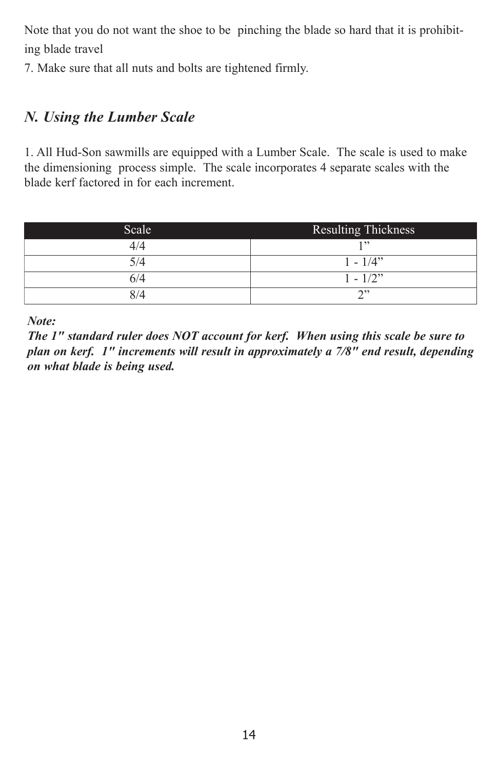Note that you do not want the shoe to be pinching the blade so hard that it is prohibiting blade travel

7. Make sure that all nuts and bolts are tightened firmly.

## *N. Using the Lumber Scale*

1. All Hud-Son sawmills are equipped with a Lumber Scale. The scale is used to make the dimensioning process simple. The scale incorporates 4 separate scales with the blade kerf factored in for each increment.

| Scale | Resulting Thickness |
|---|---|
| 4/4 | 1” |
| 5/4 | 1 - 1/4” |
| 6/4 | 1 - 1/2” |
| 8/4 | 2” |

***Note:***
***The 1" standard ruler does NOT account for kerf. When using this scale be sure to plan on kerf. 1" increments will result in approximately a 7/8" end result, depending on what blade is being used.***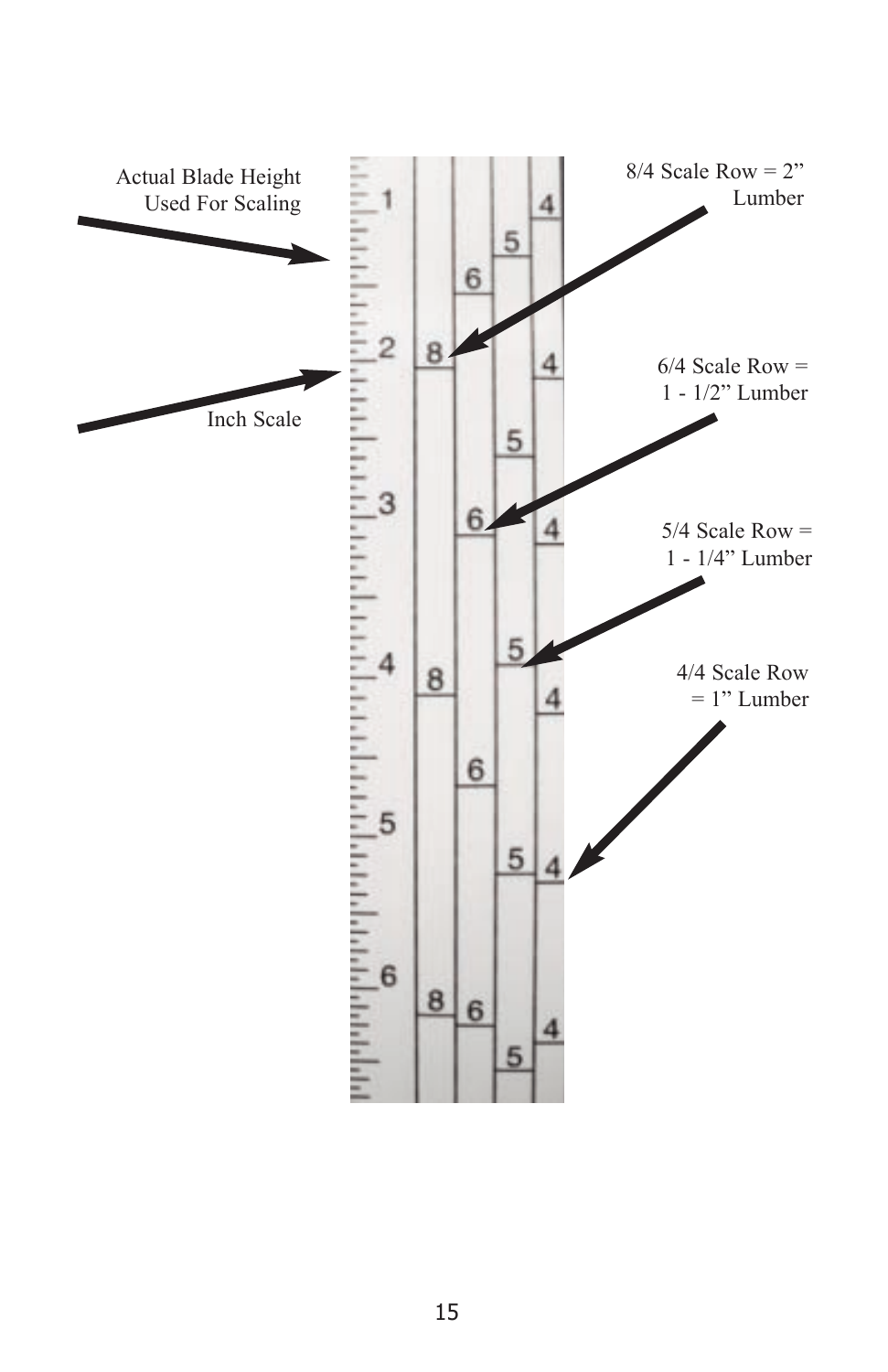Actual Blade Height Used For Scaling

Inch Scale

8/4 Scale Row = 2" Lumber

6/4 Scale Row = 1 - 1/2" Lumber

5/4 Scale Row = 1 - 1/4" Lumber

4/4 Scale Row = 1" Lumber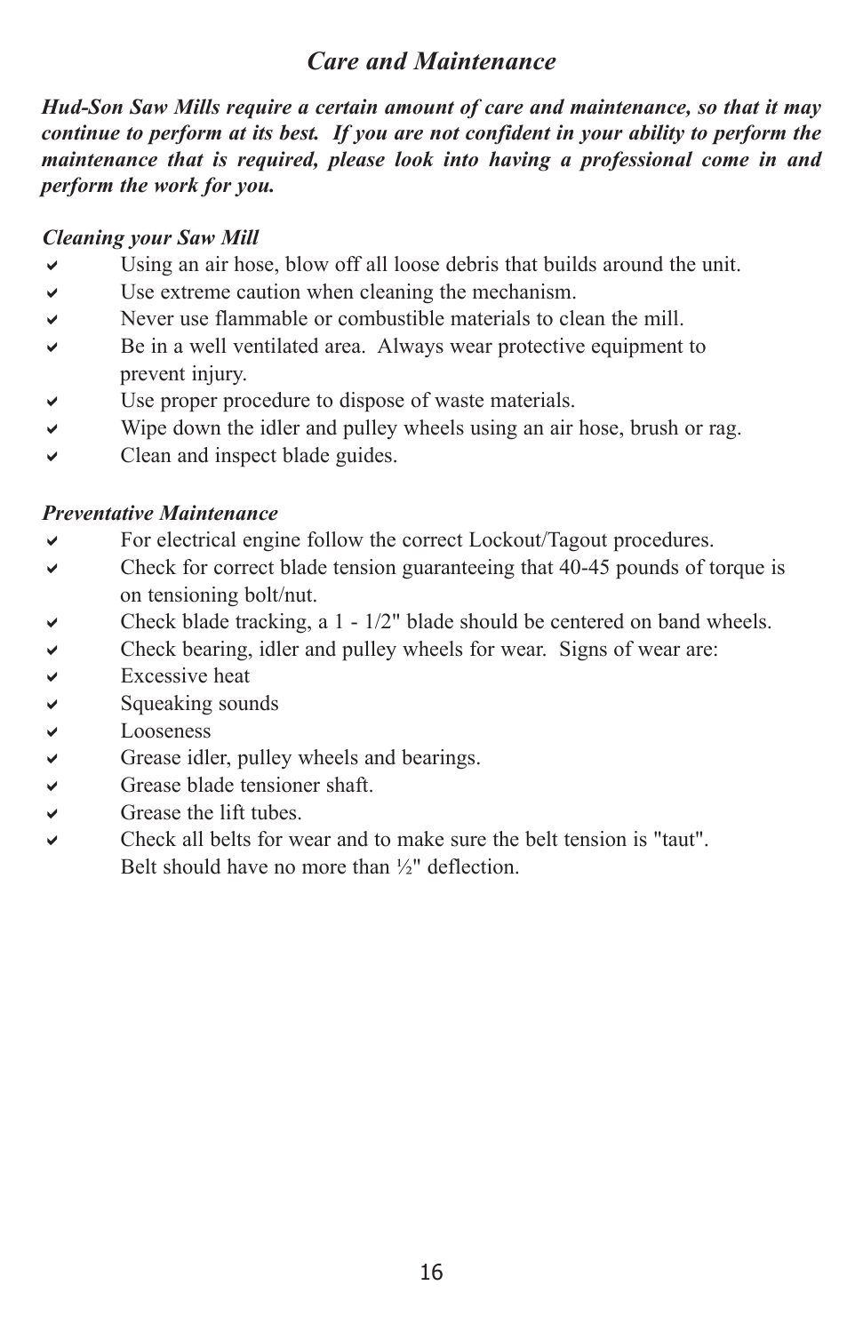## *Care and Maintenance*

***Hud-Son Saw Mills require a certain amount of care and maintenance, so that it may continue to perform at its best. If you are not confident in your ability to perform the maintenance that is required, please look into having a professional come in and perform the work for you.***

***Cleaning your Saw Mill***

- Using an air hose, blow off all loose debris that builds around the unit.
- Use extreme caution when cleaning the mechanism.
- Never use flammable or combustible materials to clean the mill.
- Be in a well ventilated area. Always wear protective equipment to prevent injury.
- Use proper procedure to dispose of waste materials.
- Wipe down the idler and pulley wheels using an air hose, brush or rag.
- Clean and inspect blade guides.

***Preventative Maintenance***

- For electrical engine follow the correct Lockout/Tagout procedures.
- Check for correct blade tension guaranteeing that 40-45 pounds of torque is on tensioning bolt/nut.
- Check blade tracking, a 1 - 1/2" blade should be centered on band wheels.
- Check bearing, idler and pulley wheels for wear. Signs of wear are:
- Excessive heat
- Squeaking sounds
- Looseness
- Grease idler, pulley wheels and bearings.
- Grease blade tensioner shaft.
- Grease the lift tubes.
- Check all belts for wear and to make sure the belt tension is "taut". Belt should have no more than ½" deflection.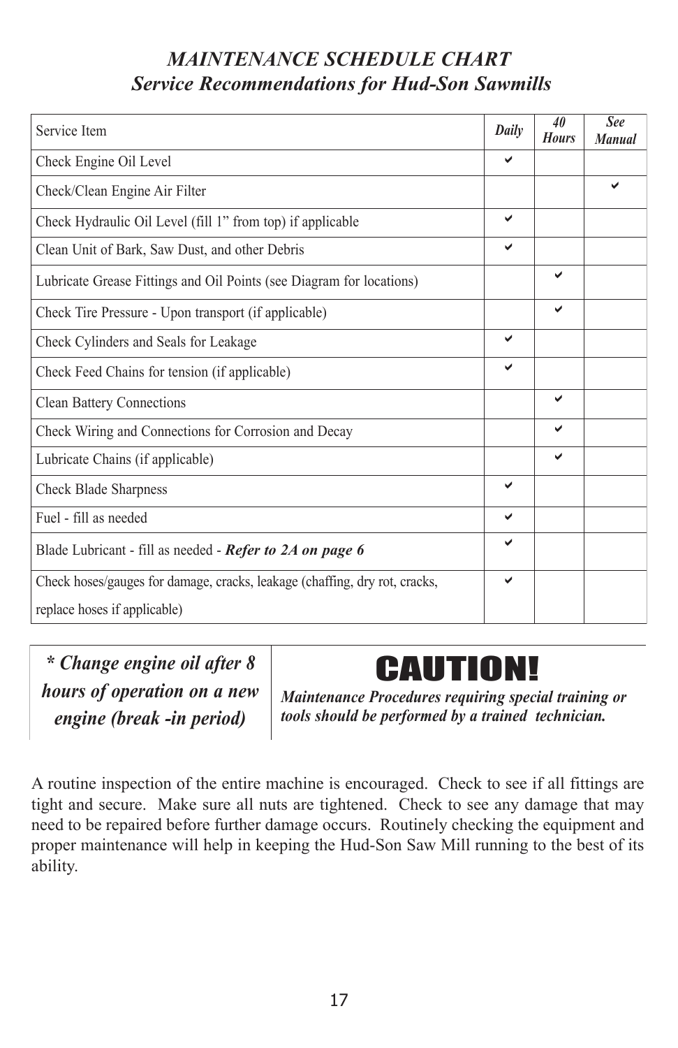## *MAINTENANCE SCHEDULE CHART*
## *Service Recommendations for Hud-Son Sawmills*

| Service Item | *Daily* | *40 Hours* | *See Manual* |
|---|---|---|---|
| Check Engine Oil Level | ✔ | | |
| Check/Clean Engine Air Filter | | | ✔ |
| Check Hydraulic Oil Level (fill 1" from top) if applicable | ✔ | | |
| Clean Unit of Bark, Saw Dust, and other Debris | ✔ | | |
| Lubricate Grease Fittings and Oil Points (see Diagram for locations) | | ✔ | |
| Check Tire Pressure - Upon transport (if applicable) | | ✔ | |
| Check Cylinders and Seals for Leakage | ✔ | | |
| Check Feed Chains for tension (if applicable) | ✔ | | |
| Clean Battery Connections | | ✔ | |
| Check Wiring and Connections for Corrosion and Decay | | ✔ | |
| Lubricate Chains (if applicable) | | ✔ | |
| Check Blade Sharpness | ✔ | | |
| Fuel - fill as needed | ✔ | | |
| Blade Lubricant - fill as needed - ***Refer to 2A on page 6*** | ✔ | | |
| Check hoses/gauges for damage, cracks, leakage (chaffing, dry rot, cracks, replace hoses if applicable) | ✔ | | |

***\* Change engine oil after 8 hours of operation on a new engine (break -in period)***

# CAUTION!

***Maintenance Procedures requiring special training or tools should be performed by a trained technician.***

A routine inspection of the entire machine is encouraged. Check to see if all fittings are tight and secure. Make sure all nuts are tightened. Check to see any damage that may need to be repaired before further damage occurs. Routinely checking the equipment and proper maintenance will help in keeping the Hud-Son Saw Mill running to the best of its ability.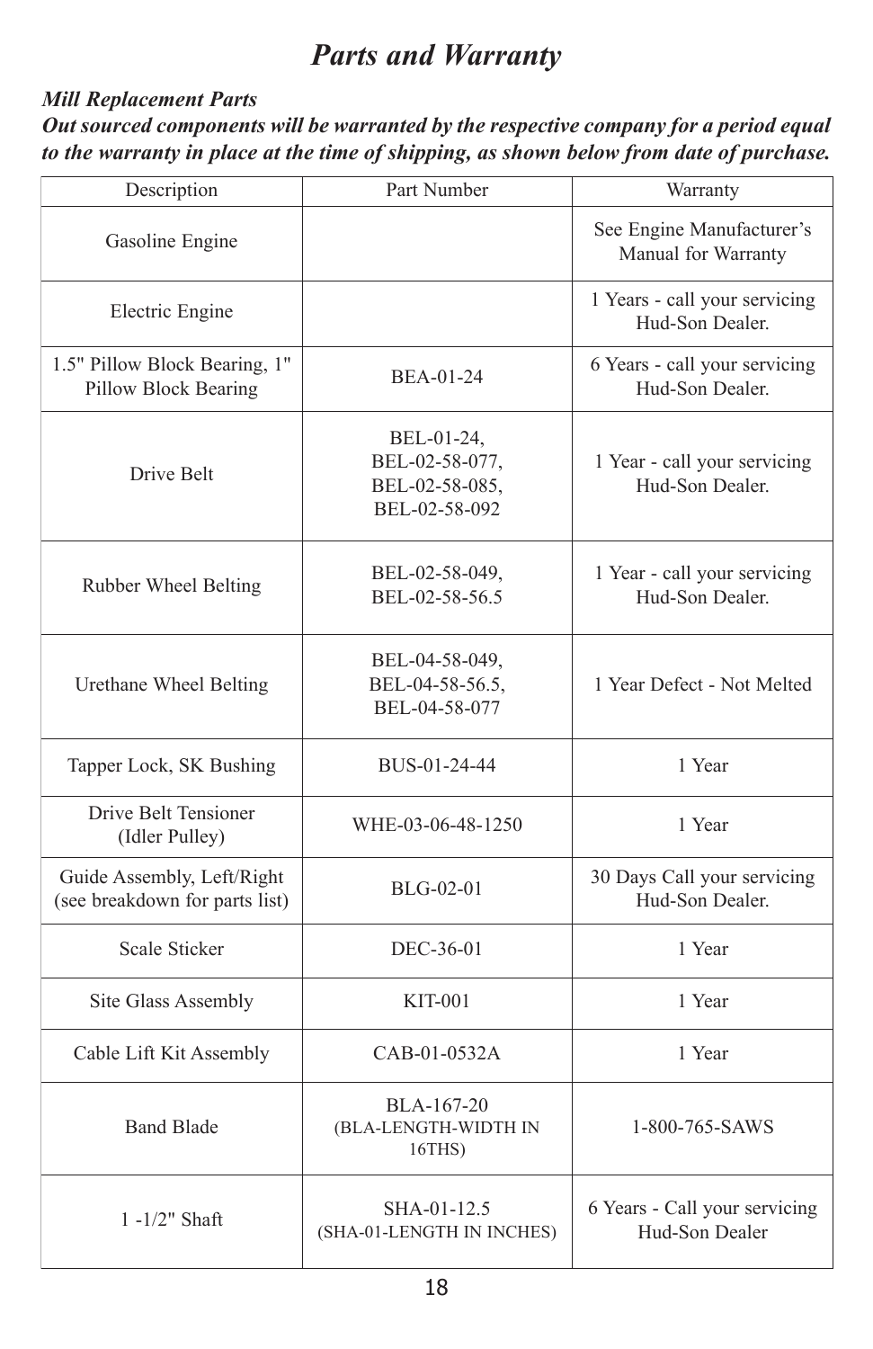# Parts and Warranty

***Mill Replacement Parts***
***Out sourced components will be warranted by the respective company for a period equal to the warranty in place at the time of shipping, as shown below from date of purchase.***

| Description | Part Number | Warranty |
|---|---|---|
| Gasoline Engine | | See Engine Manufacturer's Manual for Warranty |
| Electric Engine | | 1 Years - call your servicing Hud-Son Dealer. |
| 1.5" Pillow Block Bearing, 1" Pillow Block Bearing | BEA-01-24 | 6 Years - call your servicing Hud-Son Dealer. |
| Drive Belt | BEL-01-24, BEL-02-58-077, BEL-02-58-085, BEL-02-58-092 | 1 Year - call your servicing Hud-Son Dealer. |
| Rubber Wheel Belting | BEL-02-58-049, BEL-02-58-56.5 | 1 Year - call your servicing Hud-Son Dealer. |
| Urethane Wheel Belting | BEL-04-58-049, BEL-04-58-56.5, BEL-04-58-077 | 1 Year Defect - Not Melted |
| Tapper Lock, SK Bushing | BUS-01-24-44 | 1 Year |
| Drive Belt Tensioner (Idler Pulley) | WHE-03-06-48-1250 | 1 Year |
| Guide Assembly, Left/Right (see breakdown for parts list) | BLG-02-01 | 30 Days Call your servicing Hud-Son Dealer. |
| Scale Sticker | DEC-36-01 | 1 Year |
| Site Glass Assembly | KIT-001 | 1 Year |
| Cable Lift Kit Assembly | CAB-01-0532A | 1 Year |
| Band Blade | BLA-167-20 (BLA-LENGTH-WIDTH IN 16THS) | 1-800-765-SAWS |
| 1 -1/2" Shaft | SHA-01-12.5 (SHA-01-LENGTH IN INCHES) | 6 Years - Call your servicing Hud-Son Dealer |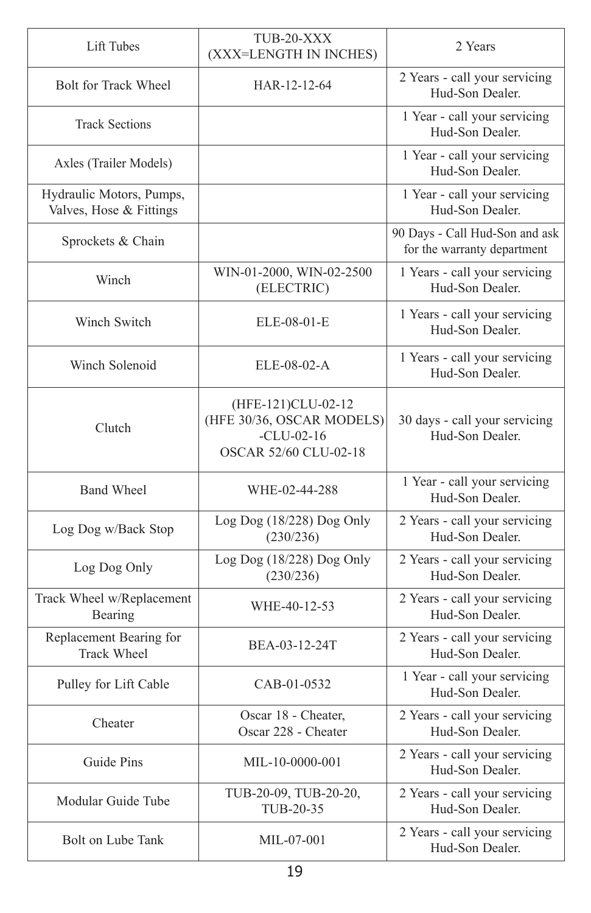| Lift Tubes | TUB-20-XXX (XXX=LENGTH IN INCHES) | 2 Years |
|---|---|---|
| Bolt for Track Wheel | HAR-12-12-64 | 2 Years - call your servicing Hud-Son Dealer. |
| Track Sections | | 1 Year - call your servicing Hud-Son Dealer. |
| Axles (Trailer Models) | | 1 Year - call your servicing Hud-Son Dealer. |
| Hydraulic Motors, Pumps, Valves, Hose & Fittings | | 1 Year - call your servicing Hud-Son Dealer. |
| Sprockets & Chain | | 90 Days - Call Hud-Son and ask for the warranty department |
| Winch | WIN-01-2000, WIN-02-2500 (ELECTRIC) | 1 Years - call your servicing Hud-Son Dealer. |
| Winch Switch | ELE-08-01-E | 1 Years - call your servicing Hud-Son Dealer. |
| Winch Solenoid | ELE-08-02-A | 1 Years - call your servicing Hud-Son Dealer. |
| Clutch | (HFE-121)CLU-02-12 (HFE 30/36, OSCAR MODELS) -CLU-02-16 OSCAR 52/60 CLU-02-18 | 30 days - call your servicing Hud-Son Dealer. |
| Band Wheel | WHE-02-44-288 | 1 Year - call your servicing Hud-Son Dealer. |
| Log Dog w/Back Stop | Log Dog (18/228) Dog Only (230/236) | 2 Years - call your servicing Hud-Son Dealer. |
| Log Dog Only | Log Dog (18/228) Dog Only (230/236) | 2 Years - call your servicing Hud-Son Dealer. |
| Track Wheel w/Replacement Bearing | WHE-40-12-53 | 2 Years - call your servicing Hud-Son Dealer. |
| Replacement Bearing for Track Wheel | BEA-03-12-24T | 2 Years - call your servicing Hud-Son Dealer. |
| Pulley for Lift Cable | CAB-01-0532 | 1 Year - call your servicing Hud-Son Dealer. |
| Cheater | Oscar 18 - Cheater, Oscar 228 - Cheater | 2 Years - call your servicing Hud-Son Dealer. |
| Guide Pins | MIL-10-0000-001 | 2 Years - call your servicing Hud-Son Dealer. |
| Modular Guide Tube | TUB-20-09, TUB-20-20, TUB-20-35 | 2 Years - call your servicing Hud-Son Dealer. |
| Bolt on Lube Tank | MIL-07-001 | 2 Years - call your servicing Hud-Son Dealer. |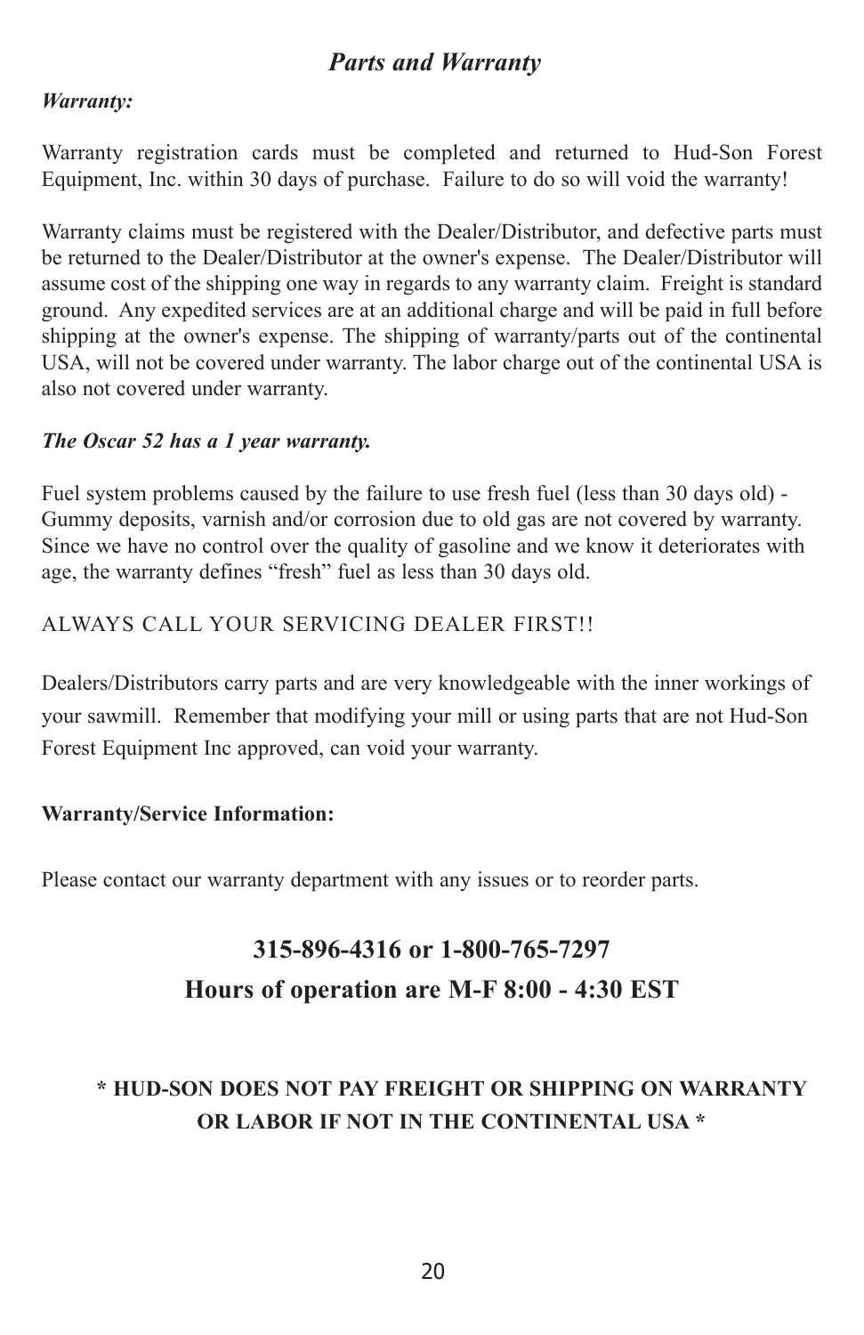## *Parts and Warranty*

***Warranty:***

Warranty registration cards must be completed and returned to Hud-Son Forest Equipment, Inc. within 30 days of purchase. Failure to do so will void the warranty!

Warranty claims must be registered with the Dealer/Distributor, and defective parts must be returned to the Dealer/Distributor at the owner's expense. The Dealer/Distributor will assume cost of the shipping one way in regards to any warranty claim. Freight is standard ground. Any expedited services are at an additional charge and will be paid in full before shipping at the owner's expense. The shipping of warranty/parts out of the continental USA, will not be covered under warranty. The labor charge out of the continental USA is also not covered under warranty.

***The Oscar 52 has a 1 year warranty.***

Fuel system problems caused by the failure to use fresh fuel (less than 30 days old) - Gummy deposits, varnish and/or corrosion due to old gas are not covered by warranty. Since we have no control over the quality of gasoline and we know it deteriorates with age, the warranty defines “fresh” fuel as less than 30 days old.

ALWAYS CALL YOUR SERVICING DEALER FIRST!!

Dealers/Distributors carry parts and are very knowledgeable with the inner workings of your sawmill. Remember that modifying your mill or using parts that are not Hud-Son Forest Equipment Inc approved, can void your warranty.

**Warranty/Service Information:**

Please contact our warranty department with any issues or to reorder parts.

**315-896-4316 or 1-800-765-7297**

**Hours of operation are M-F 8:00 - 4:30 EST**

**\* HUD-SON DOES NOT PAY FREIGHT OR SHIPPING ON WARRANTY OR LABOR IF NOT IN THE CONTINENTAL USA \***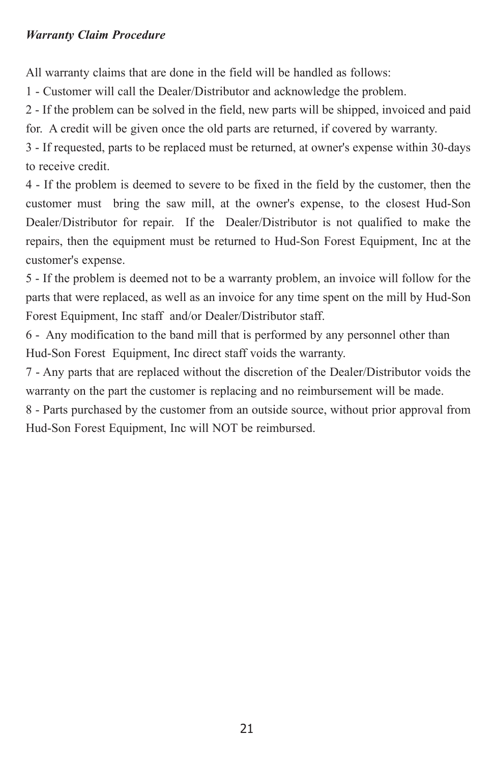***Warranty Claim Procedure***

All warranty claims that are done in the field will be handled as follows:

1 - Customer will call the Dealer/Distributor and acknowledge the problem.

2 - If the problem can be solved in the field, new parts will be shipped, invoiced and paid for. A credit will be given once the old parts are returned, if covered by warranty.

3 - If requested, parts to be replaced must be returned, at owner's expense within 30-days to receive credit.

4 - If the problem is deemed to severe to be fixed in the field by the customer, then the customer must bring the saw mill, at the owner's expense, to the closest Hud-Son Dealer/Distributor for repair. If the Dealer/Distributor is not qualified to make the repairs, then the equipment must be returned to Hud-Son Forest Equipment, Inc at the customer's expense.

5 - If the problem is deemed not to be a warranty problem, an invoice will follow for the parts that were replaced, as well as an invoice for any time spent on the mill by Hud-Son Forest Equipment, Inc staff and/or Dealer/Distributor staff.

6 - Any modification to the band mill that is performed by any personnel other than Hud-Son Forest Equipment, Inc direct staff voids the warranty.

7 - Any parts that are replaced without the discretion of the Dealer/Distributor voids the warranty on the part the customer is replacing and no reimbursement will be made.

8 - Parts purchased by the customer from an outside source, without prior approval from Hud-Son Forest Equipment, Inc will NOT be reimbursed.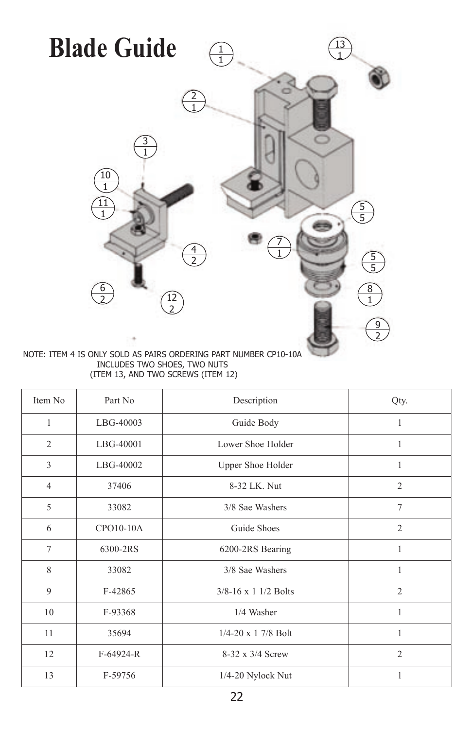# Blade Guide

NOTE: ITEM 4 IS ONLY SOLD AS PAIRS ORDERING PART NUMBER CP10-10A
INCLUDES TWO SHOES, TWO NUTS
(ITEM 13, AND TWO SCREWS (ITEM 12)

| Item No | Part No | Description | Qty. |
|---|---|---|---|
| 1 | LBG-40003 | Guide Body | 1 |
| 2 | LBG-40001 | Lower Shoe Holder | 1 |
| 3 | LBG-40002 | Upper Shoe Holder | 1 |
| 4 | 37406 | 8-32 LK. Nut | 2 |
| 5 | 33082 | 3/8 Sae Washers | 7 |
| 6 | CPO10-10A | Guide Shoes | 2 |
| 7 | 6300-2RS | 6200-2RS Bearing | 1 |
| 8 | 33082 | 3/8 Sae Washers | 1 |
| 9 | F-42865 | 3/8-16 x 1 1/2 Bolts | 2 |
| 10 | F-93368 | 1/4 Washer | 1 |
| 11 | 35694 | 1/4-20 x 1 7/8 Bolt | 1 |
| 12 | F-64924-R | 8-32 x 3/4 Screw | 2 |
| 13 | F-59756 | 1/4-20 Nylock Nut | 1 |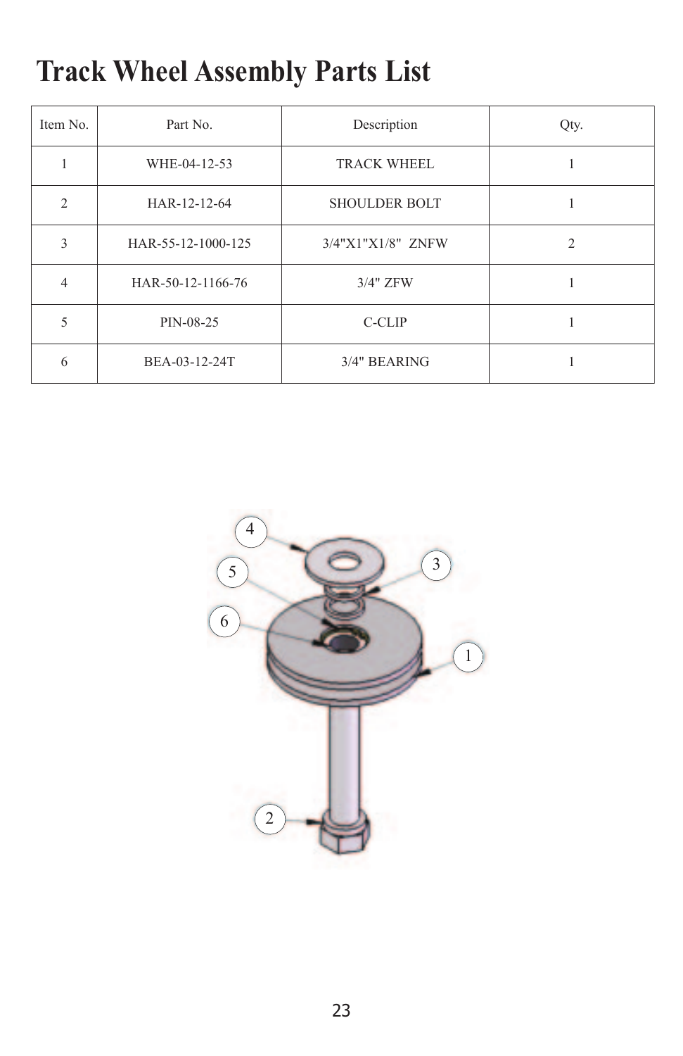# Track Wheel Assembly Parts List

| Item No. | Part No. | Description | Qty. |
|---|---|---|---|
| 1 | WHE-04-12-53 | TRACK WHEEL | 1 |
| 2 | HAR-12-12-64 | SHOULDER BOLT | 1 |
| 3 | HAR-55-12-1000-125 | 3/4"X1"X1/8" ZNFW | 2 |
| 4 | HAR-50-12-1166-76 | 3/4" ZFW | 1 |
| 5 | PIN-08-25 | C-CLIP | 1 |
| 6 | BEA-03-12-24T | 3/4" BEARING | 1 |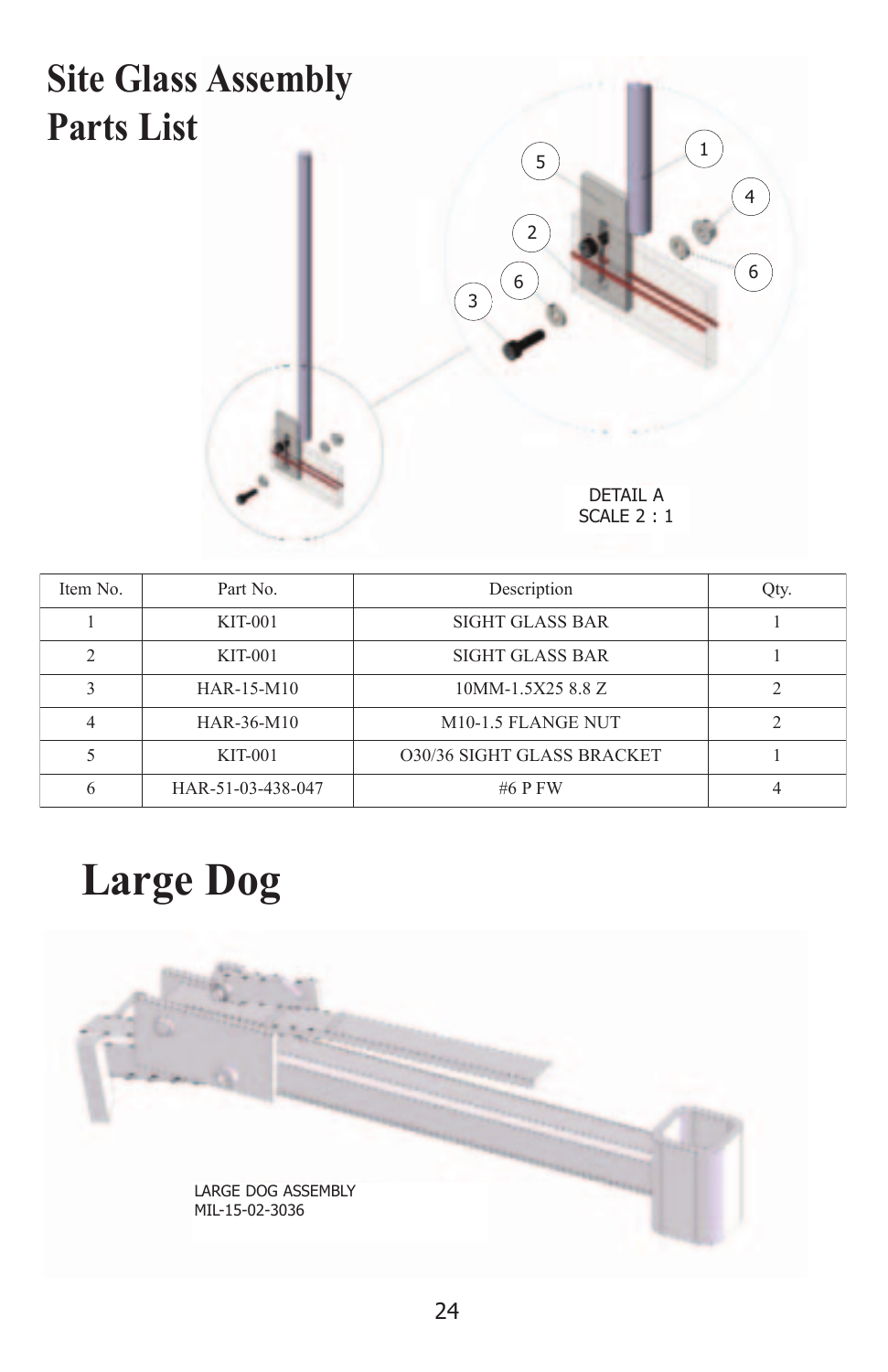# Site Glass Assembly Parts List

DETAIL A
SCALE 2 : 1

| Item No. | Part No. | Description | Qty. |
|---|---|---|---|
| 1 | KIT-001 | SIGHT GLASS BAR | 1 |
| 2 | KIT-001 | SIGHT GLASS BAR | 1 |
| 3 | HAR-15-M10 | 10MM-1.5X25 8.8 Z | 2 |
| 4 | HAR-36-M10 | M10-1.5 FLANGE NUT | 2 |
| 5 | KIT-001 | O30/36 SIGHT GLASS BRACKET | 1 |
| 6 | HAR-51-03-438-047 | #6 P FW | 4 |

# Large Dog

LARGE DOG ASSEMBLY
MIL-15-02-3036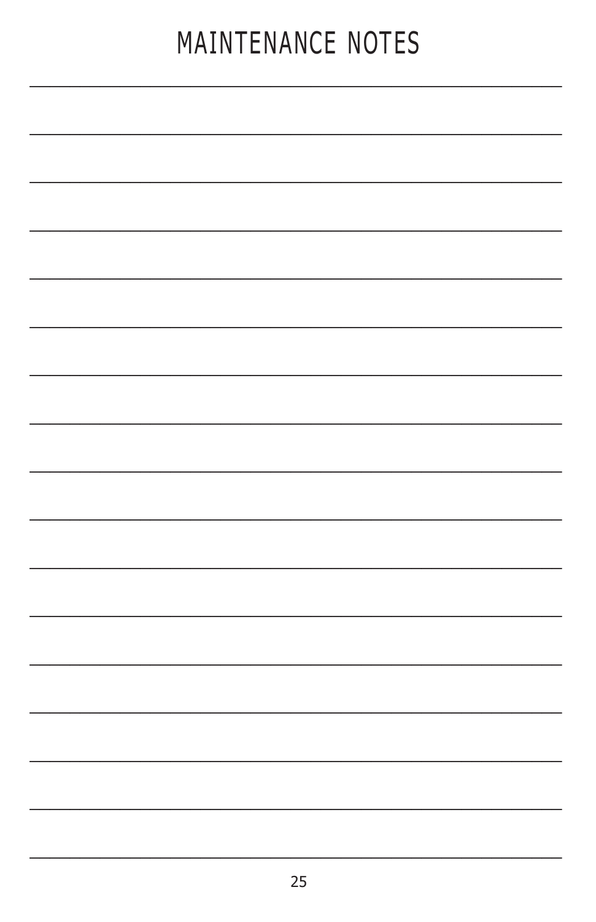# MAINTENANCE NOTES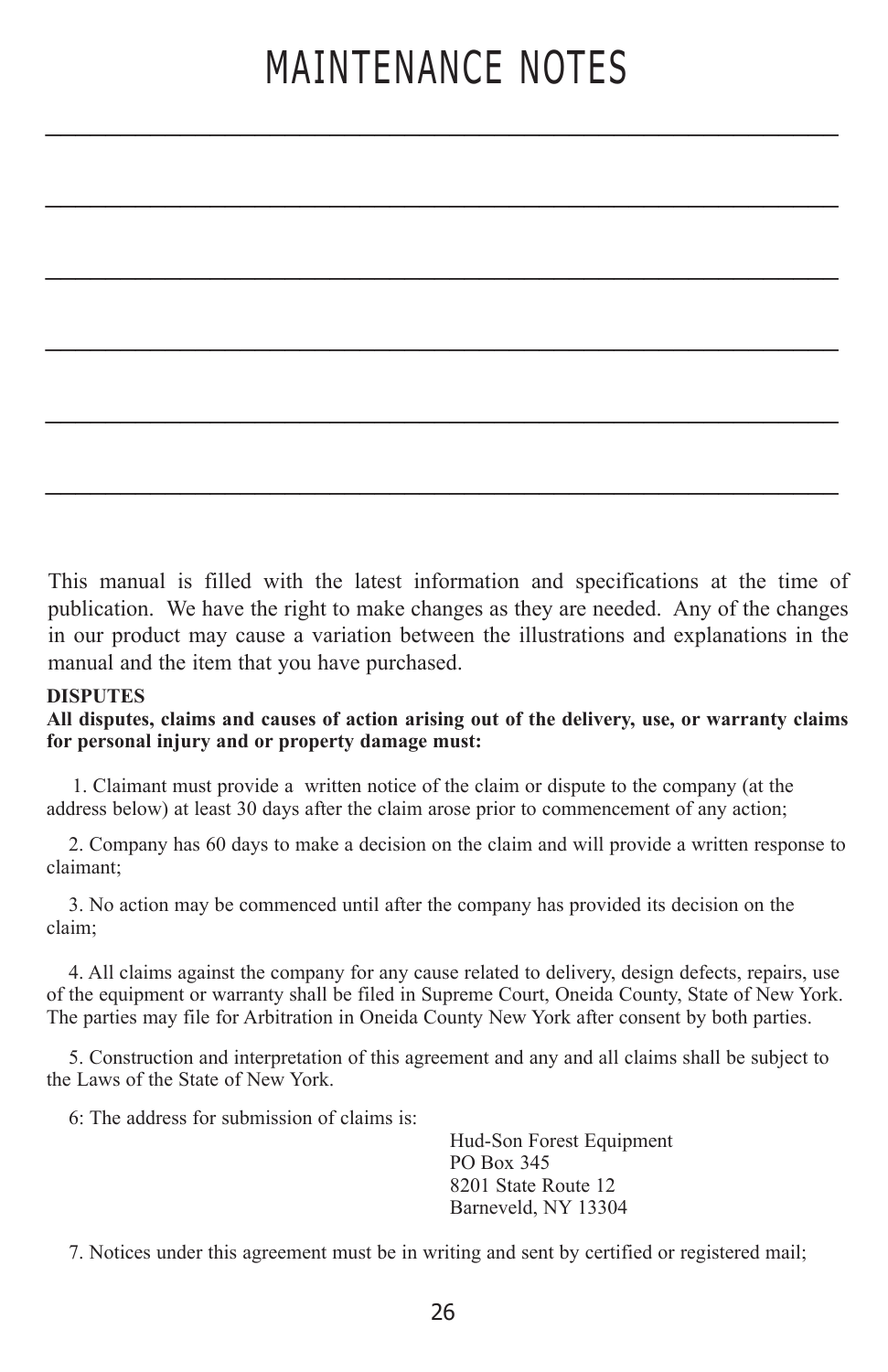# MAINTENANCE NOTES

_______________________________________________________________

_______________________________________________________________

_______________________________________________________________

_______________________________________________________________

_______________________________________________________________

_______________________________________________________________

This manual is filled with the latest information and specifications at the time of publication. We have the right to make changes as they are needed. Any of the changes in our product may cause a variation between the illustrations and explanations in the manual and the item that you have purchased.

**DISPUTES**

**All disputes, claims and causes of action arising out of the delivery, use, or warranty claims for personal injury and or property damage must:**

1. Claimant must provide a written notice of the claim or dispute to the company (at the address below) at least 30 days after the claim arose prior to commencement of any action;

2. Company has 60 days to make a decision on the claim and will provide a written response to claimant;

3. No action may be commenced until after the company has provided its decision on the claim;

4. All claims against the company for any cause related to delivery, design defects, repairs, use of the equipment or warranty shall be filed in Supreme Court, Oneida County, State of New York. The parties may file for Arbitration in Oneida County New York after consent by both parties.

5. Construction and interpretation of this agreement and any and all claims shall be subject to the Laws of the State of New York.

6: The address for submission of claims is:

Hud-Son Forest Equipment
PO Box 345
8201 State Route 12
Barneveld, NY 13304

7. Notices under this agreement must be in writing and sent by certified or registered mail;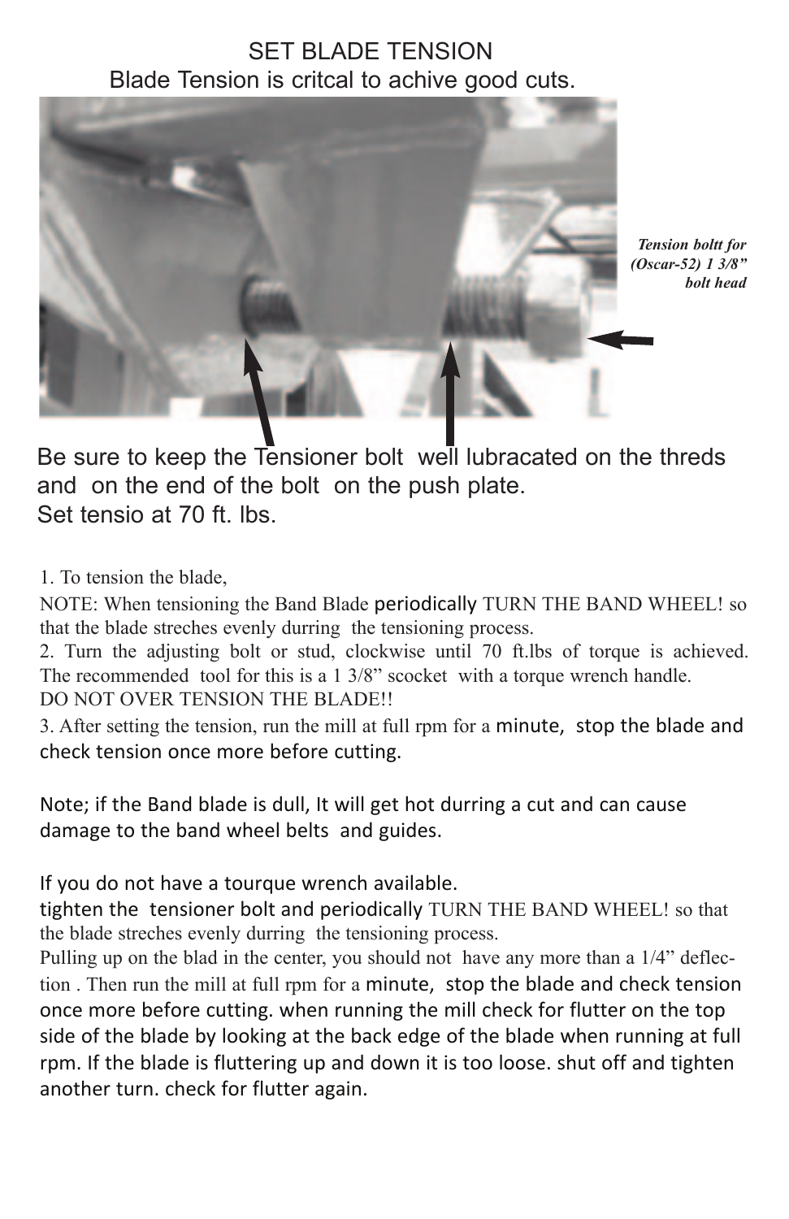# SET BLADE TENSION

## Blade Tension is critcal to achive good cuts.

*Tension boltt for (Oscar-52) 1 3/8" bolt head*

Be sure to keep the Tensioner bolt well lubracated on the threds and on the end of the bolt on the push plate.
Set tensio at 70 ft. lbs.

1. To tension the blade,

NOTE: When tensioning the Band Blade periodically TURN THE BAND WHEEL! so that the blade streches evenly durring the tensioning process.

2. Turn the adjusting bolt or stud, clockwise until 70 ft.lbs of torque is achieved. The recommended tool for this is a 1 3/8" scocket with a torque wrench handle.

DO NOT OVER TENSION THE BLADE!!

3. After setting the tension, run the mill at full rpm for a minute, stop the blade and check tension once more before cutting.

Note; if the Band blade is dull, It will get hot durring a cut and can cause damage to the band wheel belts and guides.

If you do not have a tourque wrench available.
tighten the tensioner bolt and periodically TURN THE BAND WHEEL! so that the blade streches evenly durring the tensioning process.
Pulling up on the blad in the center, you should not have any more than a 1/4" deflection . Then run the mill at full rpm for a minute, stop the blade and check tension once more before cutting. when running the mill check for flutter on the top side of the blade by looking at the back edge of the blade when running at full rpm. If the blade is fluttering up and down it is too loose. shut off and tighten another turn. check for flutter again.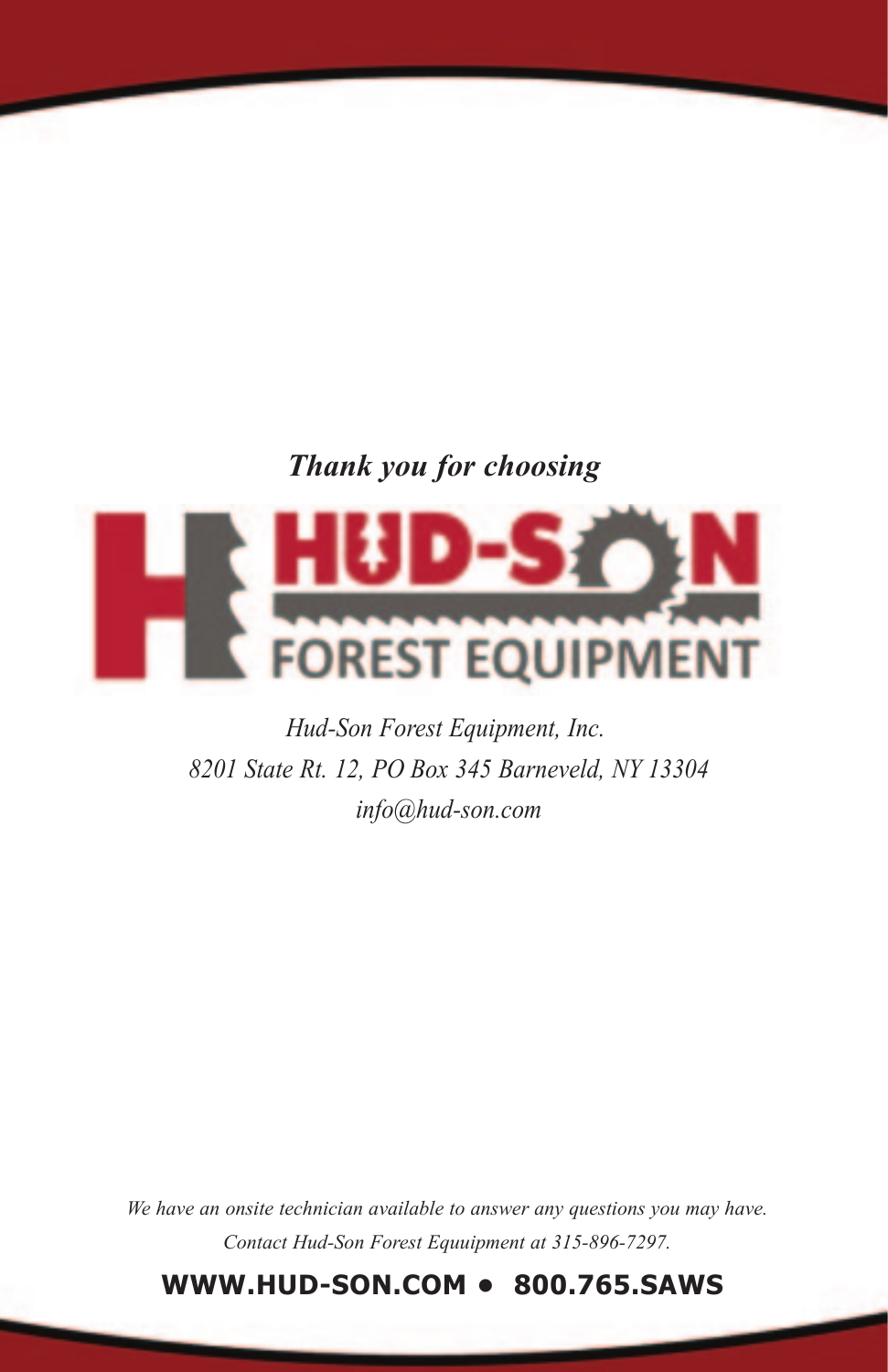***Thank you for choosing***

**HUD-SON FOREST EQUIPMENT**

*Hud-Son Forest Equipment, Inc.*
*8201 State Rt. 12, PO Box 345 Barneveld, NY 13304*
*info@hud-son.com*

*We have an onsite technician available to answer any questions you may have.*
*Contact Hud-Son Forest Equuipment at 315-896-7297.*

**WWW.HUD-SON.COM • 800.765.SAWS**